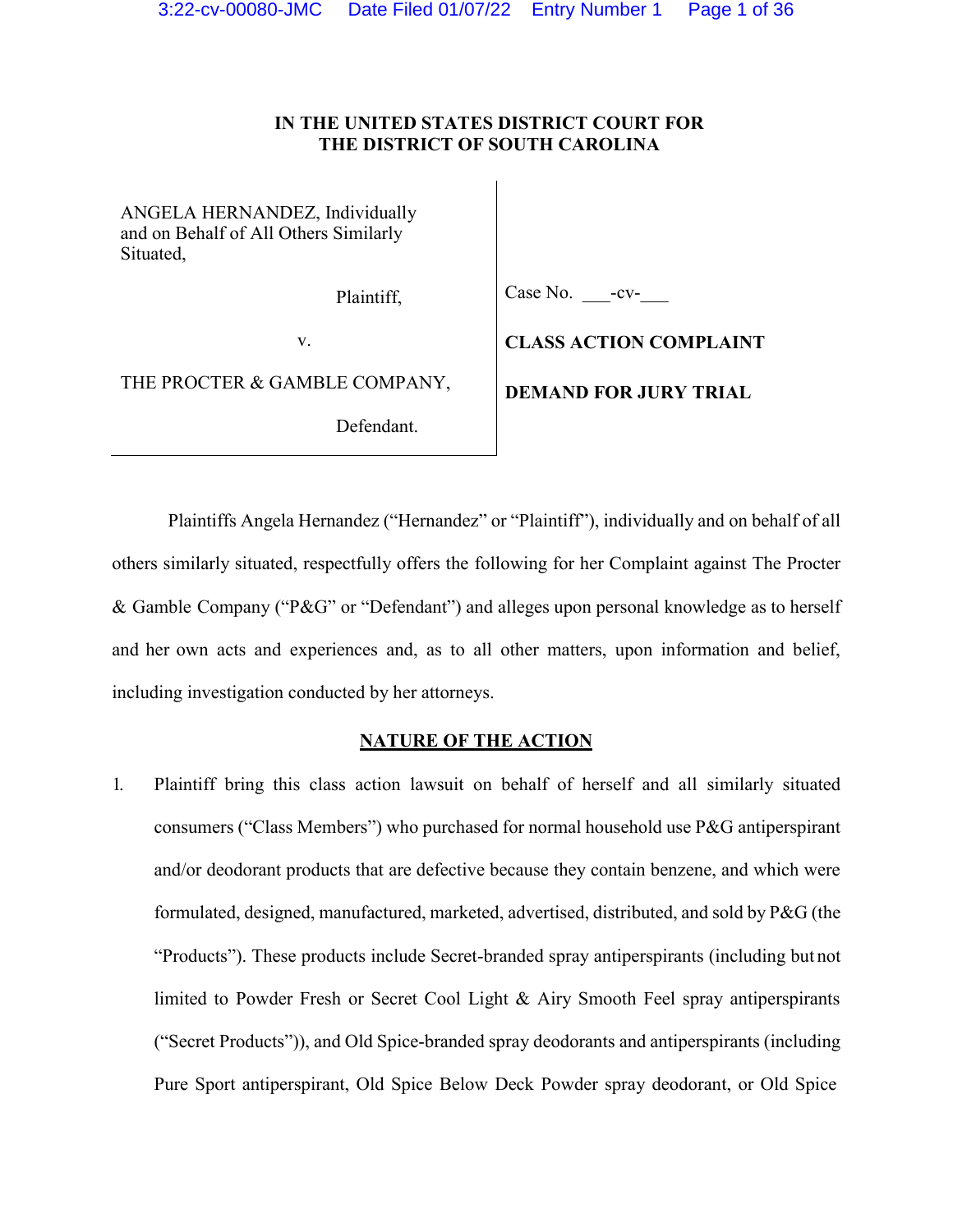**IN THE UNITED STATES DISTRICT COURT FOR**
**THE DISTRICT OF SOUTH CAROLINA**

| | |
|---|---|
| ANGELA HERNANDEZ, Individually and on Behalf of All Others Similarly Situated,<br><br>Plaintiff,<br><br>v.<br><br>THE PROCTER & GAMBLE COMPANY,<br><br>Defendant. | Case No. \_\_\_-cv-\_\_\_<br><br>**CLASS ACTION COMPLAINT**<br><br>**DEMAND FOR JURY TRIAL** |

Plaintiffs Angela Hernandez ("Hernandez" or "Plaintiff"), individually and on behalf of all others similarly situated, respectfully offers the following for her Complaint against The Procter & Gamble Company ("P&G" or "Defendant") and alleges upon personal knowledge as to herself and her own acts and experiences and, as to all other matters, upon information and belief, including investigation conducted by her attorneys.

## NATURE OF THE ACTION

1. Plaintiff bring this class action lawsuit on behalf of herself and all similarly situated consumers ("Class Members") who purchased for normal household use P&G antiperspirant and/or deodorant products that are defective because they contain benzene, and which were formulated, designed, manufactured, marketed, advertised, distributed, and sold by P&G (the "Products"). These products include Secret-branded spray antiperspirants (including but not limited to Powder Fresh or Secret Cool Light & Airy Smooth Feel spray antiperspirants ("Secret Products")), and Old Spice-branded spray deodorants and antiperspirants (including Pure Sport antiperspirant, Old Spice Below Deck Powder spray deodorant, or Old Spice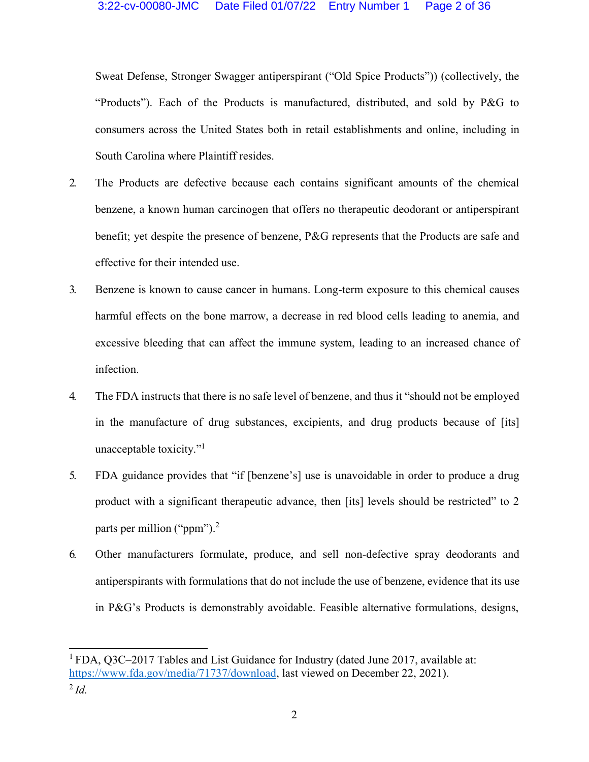Sweat Defense, Stronger Swagger antiperspirant ("Old Spice Products")) (collectively, the "Products"). Each of the Products is manufactured, distributed, and sold by P&G to consumers across the United States both in retail establishments and online, including in South Carolina where Plaintiff resides.

2. The Products are defective because each contains significant amounts of the chemical benzene, a known human carcinogen that offers no therapeutic deodorant or antiperspirant benefit; yet despite the presence of benzene, P&G represents that the Products are safe and effective for their intended use.

3. Benzene is known to cause cancer in humans. Long-term exposure to this chemical causes harmful effects on the bone marrow, a decrease in red blood cells leading to anemia, and excessive bleeding that can affect the immune system, leading to an increased chance of infection.

4. The FDA instructs that there is no safe level of benzene, and thus it "should not be employed in the manufacture of drug substances, excipients, and drug products because of [its] unacceptable toxicity."[1]

5. FDA guidance provides that "if [benzene's] use is unavoidable in order to produce a drug product with a significant therapeutic advance, then [its] levels should be restricted" to 2 parts per million ("ppm").[2]

6. Other manufacturers formulate, produce, and sell non-defective spray deodorants and antiperspirants with formulations that do not include the use of benzene, evidence that its use in P&G's Products is demonstrably avoidable. Feasible alternative formulations, designs,

---

[1] FDA, Q3C–2017 Tables and List Guidance for Industry (dated June 2017, available at: https://www.fda.gov/media/71737/download, last viewed on December 22, 2021).

[2] *Id.*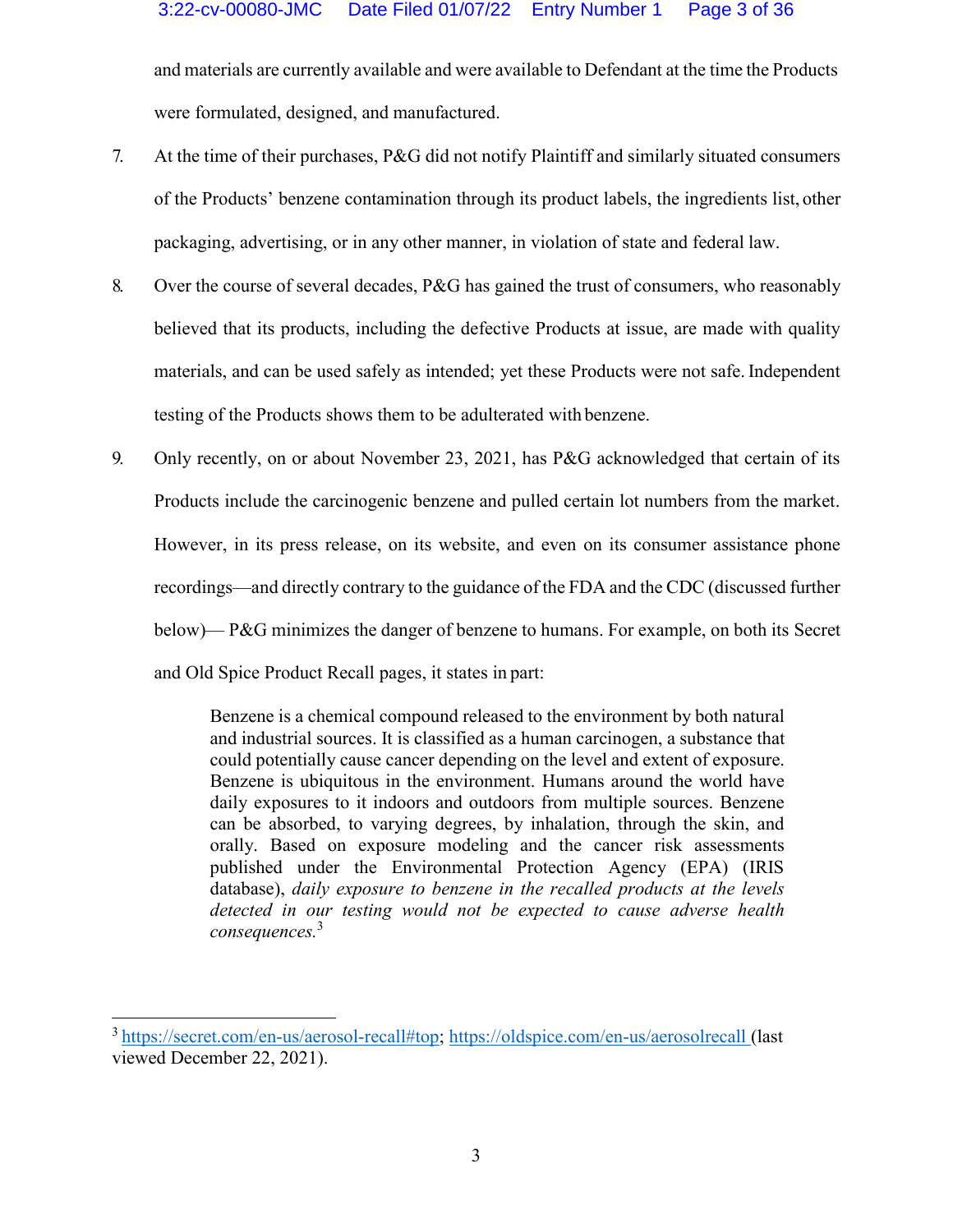and materials are currently available and were available to Defendant at the time the Products were formulated, designed, and manufactured.

7. At the time of their purchases, P&G did not notify Plaintiff and similarly situated consumers of the Products' benzene contamination through its product labels, the ingredients list, other packaging, advertising, or in any other manner, in violation of state and federal law.

8. Over the course of several decades, P&G has gained the trust of consumers, who reasonably believed that its products, including the defective Products at issue, are made with quality materials, and can be used safely as intended; yet these Products were not safe. Independent testing of the Products shows them to be adulterated with benzene.

9. Only recently, on or about November 23, 2021, has P&G acknowledged that certain of its Products include the carcinogenic benzene and pulled certain lot numbers from the market. However, in its press release, on its website, and even on its consumer assistance phone recordings—and directly contrary to the guidance of the FDA and the CDC (discussed further below)— P&G minimizes the danger of benzene to humans. For example, on both its Secret and Old Spice Product Recall pages, it states in part:

> Benzene is a chemical compound released to the environment by both natural and industrial sources. It is classified as a human carcinogen, a substance that could potentially cause cancer depending on the level and extent of exposure. Benzene is ubiquitous in the environment. Humans around the world have daily exposures to it indoors and outdoors from multiple sources. Benzene can be absorbed, to varying degrees, by inhalation, through the skin, and orally. Based on exposure modeling and the cancer risk assessments published under the Environmental Protection Agency (EPA) (IRIS database), *daily exposure to benzene in the recalled products at the levels detected in our testing would not be expected to cause adverse health consequences.*[3]

[3] https://secret.com/en-us/aerosol-recall#top; https://oldspice.com/en-us/aerosolrecall (last viewed December 22, 2021).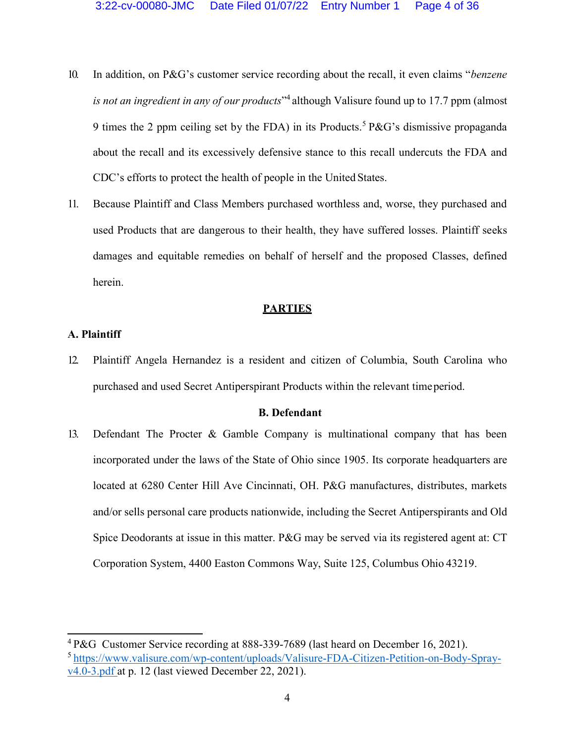10. In addition, on P&G's customer service recording about the recall, it even claims "*benzene is not an ingredient in any of our products*"[4] although Valisure found up to 17.7 ppm (almost 9 times the 2 ppm ceiling set by the FDA) in its Products.[5] P&G's dismissive propaganda about the recall and its excessively defensive stance to this recall undercuts the FDA and CDC's efforts to protect the health of people in the United States.

11. Because Plaintiff and Class Members purchased worthless and, worse, they purchased and used Products that are dangerous to their health, they have suffered losses. Plaintiff seeks damages and equitable remedies on behalf of herself and the proposed Classes, defined herein.

## PARTIES

### A. Plaintiff

12. Plaintiff Angela Hernandez is a resident and citizen of Columbia, South Carolina who purchased and used Secret Antiperspirant Products within the relevant time period.

### B. Defendant

13. Defendant The Procter & Gamble Company is multinational company that has been incorporated under the laws of the State of Ohio since 1905. Its corporate headquarters are located at 6280 Center Hill Ave Cincinnati, OH. P&G manufactures, distributes, markets and/or sells personal care products nationwide, including the Secret Antiperspirants and Old Spice Deodorants at issue in this matter. P&G may be served via its registered agent at: CT Corporation System, 4400 Easton Commons Way, Suite 125, Columbus Ohio 43219.

---

[4] P&G Customer Service recording at 888-339-7689 (last heard on December 16, 2021).

[5] https://www.valisure.com/wp-content/uploads/Valisure-FDA-Citizen-Petition-on-Body-Spray-v4.0-3.pdf at p. 12 (last viewed December 22, 2021).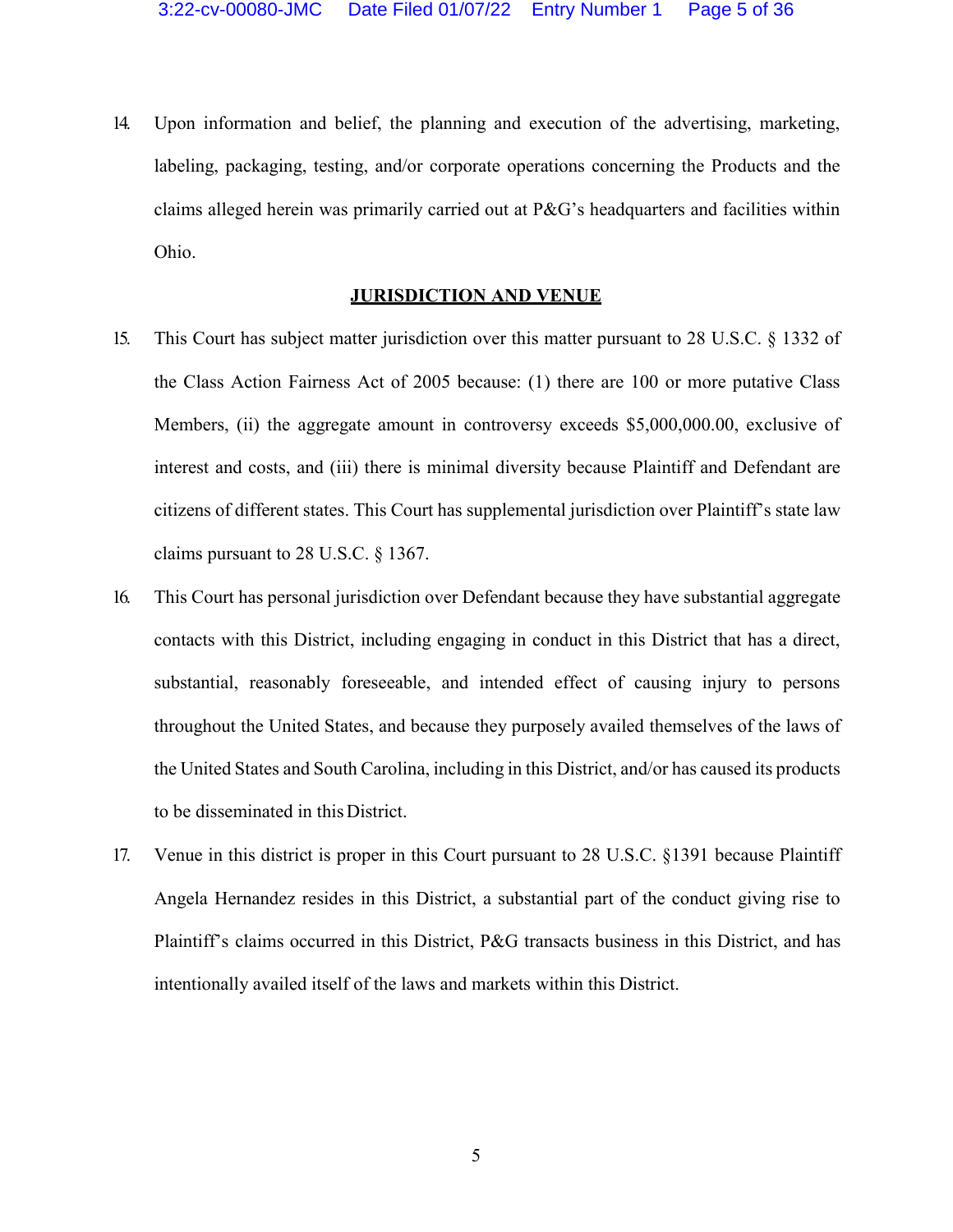14. Upon information and belief, the planning and execution of the advertising, marketing, labeling, packaging, testing, and/or corporate operations concerning the Products and the claims alleged herein was primarily carried out at P&G's headquarters and facilities within Ohio.

## JURISDICTION AND VENUE

15. This Court has subject matter jurisdiction over this matter pursuant to 28 U.S.C. § 1332 of the Class Action Fairness Act of 2005 because: (1) there are 100 or more putative Class Members, (ii) the aggregate amount in controversy exceeds $5,000,000.00, exclusive of interest and costs, and (iii) there is minimal diversity because Plaintiff and Defendant are citizens of different states. This Court has supplemental jurisdiction over Plaintiff's state law claims pursuant to 28 U.S.C. § 1367.

16. This Court has personal jurisdiction over Defendant because they have substantial aggregate contacts with this District, including engaging in conduct in this District that has a direct, substantial, reasonably foreseeable, and intended effect of causing injury to persons throughout the United States, and because they purposely availed themselves of the laws of the United States and South Carolina, including in this District, and/or has caused its products to be disseminated in this District.

17. Venue in this district is proper in this Court pursuant to 28 U.S.C. §1391 because Plaintiff Angela Hernandez resides in this District, a substantial part of the conduct giving rise to Plaintiff's claims occurred in this District, P&G transacts business in this District, and has intentionally availed itself of the laws and markets within this District.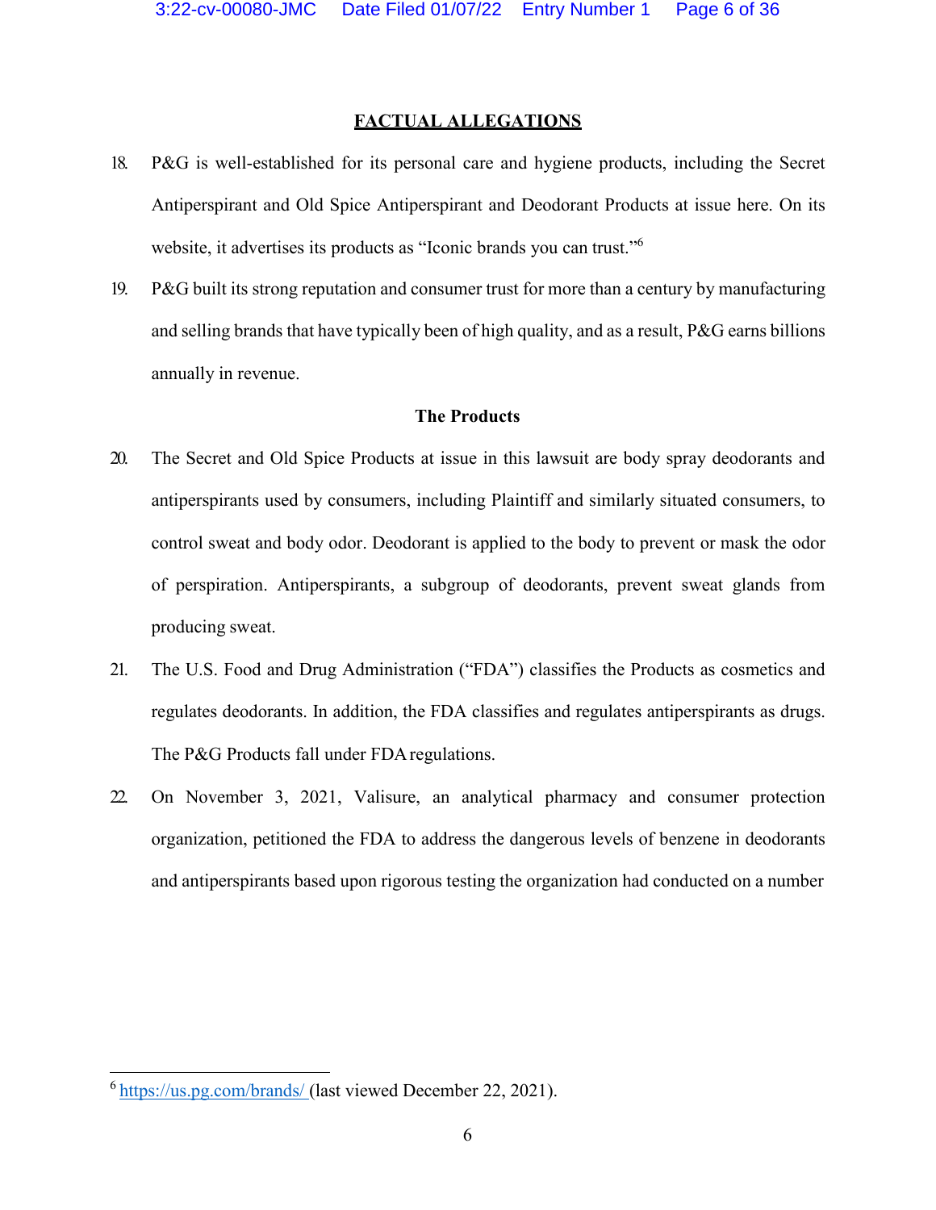## FACTUAL ALLEGATIONS

18. P&G is well-established for its personal care and hygiene products, including the Secret Antiperspirant and Old Spice Antiperspirant and Deodorant Products at issue here. On its website, it advertises its products as "Iconic brands you can trust."[6]

19. P&G built its strong reputation and consumer trust for more than a century by manufacturing and selling brands that have typically been of high quality, and as a result, P&G earns billions annually in revenue.

### The Products

20. The Secret and Old Spice Products at issue in this lawsuit are body spray deodorants and antiperspirants used by consumers, including Plaintiff and similarly situated consumers, to control sweat and body odor. Deodorant is applied to the body to prevent or mask the odor of perspiration. Antiperspirants, a subgroup of deodorants, prevent sweat glands from producing sweat.

21. The U.S. Food and Drug Administration ("FDA") classifies the Products as cosmetics and regulates deodorants. In addition, the FDA classifies and regulates antiperspirants as drugs. The P&G Products fall under FDA regulations.

22. On November 3, 2021, Valisure, an analytical pharmacy and consumer protection organization, petitioned the FDA to address the dangerous levels of benzene in deodorants and antiperspirants based upon rigorous testing the organization had conducted on a number

---

[6] https://us.pg.com/brands/ (last viewed December 22, 2021).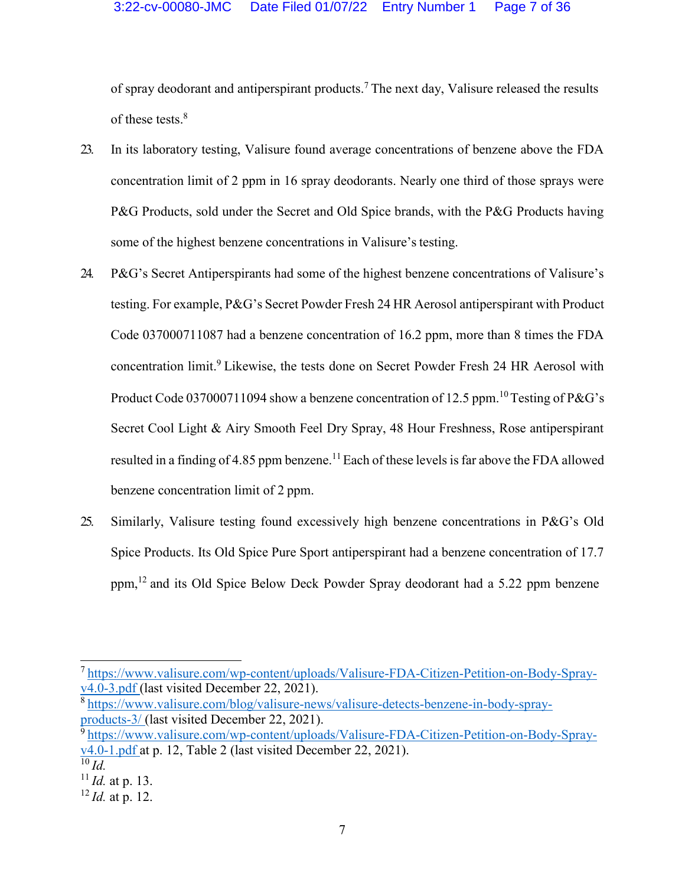of spray deodorant and antiperspirant products.[7] The next day, Valisure released the results of these tests.[8]

23. In its laboratory testing, Valisure found average concentrations of benzene above the FDA concentration limit of 2 ppm in 16 spray deodorants. Nearly one third of those sprays were P&G Products, sold under the Secret and Old Spice brands, with the P&G Products having some of the highest benzene concentrations in Valisure's testing.

24. P&G's Secret Antiperspirants had some of the highest benzene concentrations of Valisure's testing. For example, P&G's Secret Powder Fresh 24 HR Aerosol antiperspirant with Product Code 037000711087 had a benzene concentration of 16.2 ppm, more than 8 times the FDA concentration limit.[9] Likewise, the tests done on Secret Powder Fresh 24 HR Aerosol with Product Code 037000711094 show a benzene concentration of 12.5 ppm.[10] Testing of P&G's Secret Cool Light & Airy Smooth Feel Dry Spray, 48 Hour Freshness, Rose antiperspirant resulted in a finding of 4.85 ppm benzene.[11] Each of these levels is far above the FDA allowed benzene concentration limit of 2 ppm.

25. Similarly, Valisure testing found excessively high benzene concentrations in P&G's Old Spice Products. Its Old Spice Pure Sport antiperspirant had a benzene concentration of 17.7 ppm,[12] and its Old Spice Below Deck Powder Spray deodorant had a 5.22 ppm benzene

---

[7] https://www.valisure.com/wp-content/uploads/Valisure-FDA-Citizen-Petition-on-Body-Spray-v4.0-3.pdf (last visited December 22, 2021).

[8] https://www.valisure.com/blog/valisure-news/valisure-detects-benzene-in-body-spray-products-3/ (last visited December 22, 2021).

[9] https://www.valisure.com/wp-content/uploads/Valisure-FDA-Citizen-Petition-on-Body-Spray-v4.0-1.pdf at p. 12, Table 2 (last visited December 22, 2021).

[10] *Id.*

[11] *Id.* at p. 13.

[12] *Id.* at p. 12.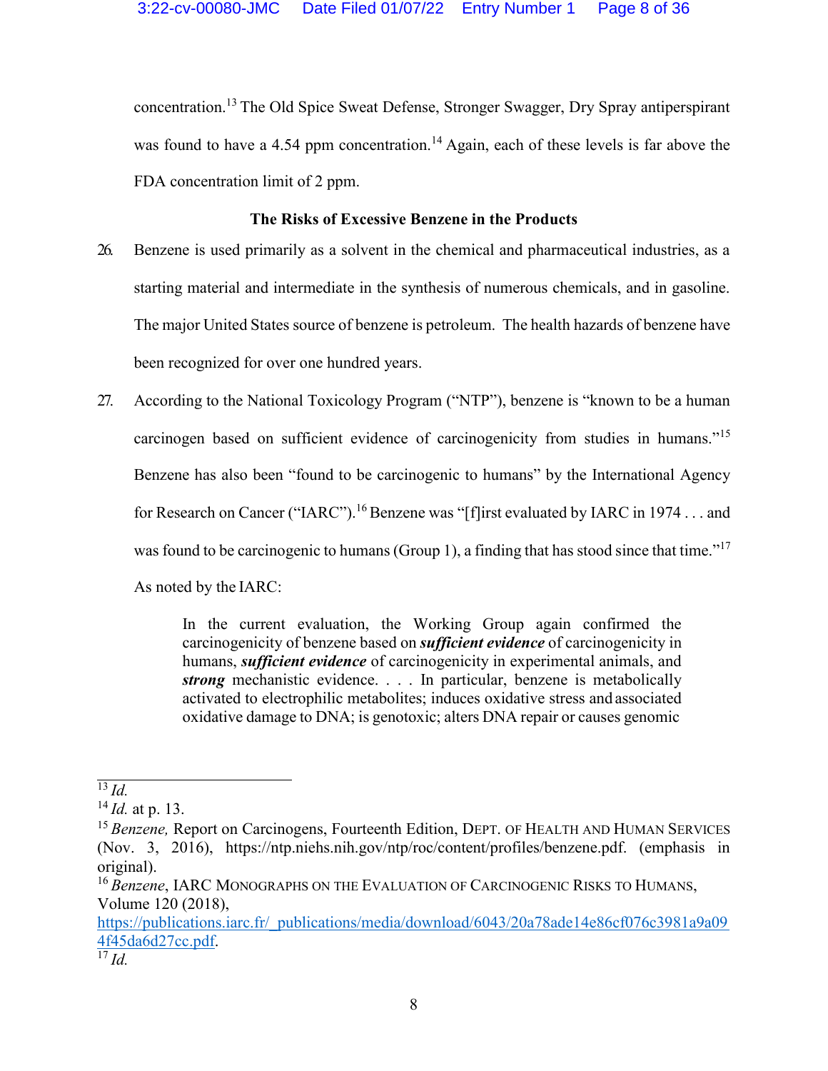concentration.[13] The Old Spice Sweat Defense, Stronger Swagger, Dry Spray antiperspirant was found to have a 4.54 ppm concentration.[14] Again, each of these levels is far above the FDA concentration limit of 2 ppm.

**The Risks of Excessive Benzene in the Products**

26. Benzene is used primarily as a solvent in the chemical and pharmaceutical industries, as a starting material and intermediate in the synthesis of numerous chemicals, and in gasoline. The major United States source of benzene is petroleum. The health hazards of benzene have been recognized for over one hundred years.

27. According to the National Toxicology Program ("NTP"), benzene is "known to be a human carcinogen based on sufficient evidence of carcinogenicity from studies in humans."[15] Benzene has also been "found to be carcinogenic to humans" by the International Agency for Research on Cancer ("IARC").[16] Benzene was "[f]irst evaluated by IARC in 1974 . . . and was found to be carcinogenic to humans (Group 1), a finding that has stood since that time."[17] As noted by the IARC:

> In the current evaluation, the Working Group again confirmed the carcinogenicity of benzene based on ***sufficient evidence*** of carcinogenicity in humans, ***sufficient evidence*** of carcinogenicity in experimental animals, and ***strong*** mechanistic evidence. . . . In particular, benzene is metabolically activated to electrophilic metabolites; induces oxidative stress and associated oxidative damage to DNA; is genotoxic; alters DNA repair or causes genomic

---

[13] *Id.*

[14] *Id.* at p. 13.

[15] *Benzene,* Report on Carcinogens, Fourteenth Edition, DEPT. OF HEALTH AND HUMAN SERVICES (Nov. 3, 2016), https://ntp.niehs.nih.gov/ntp/roc/content/profiles/benzene.pdf. (emphasis in original).

[16] *Benzene*, IARC MONOGRAPHS ON THE EVALUATION OF CARCINOGENIC RISKS TO HUMANS, Volume 120 (2018), https://publications.iarc.fr/_publications/media/download/6043/20a78ade14e86cf076c3981a9a094f45da6d27cc.pdf.

[17] *Id.*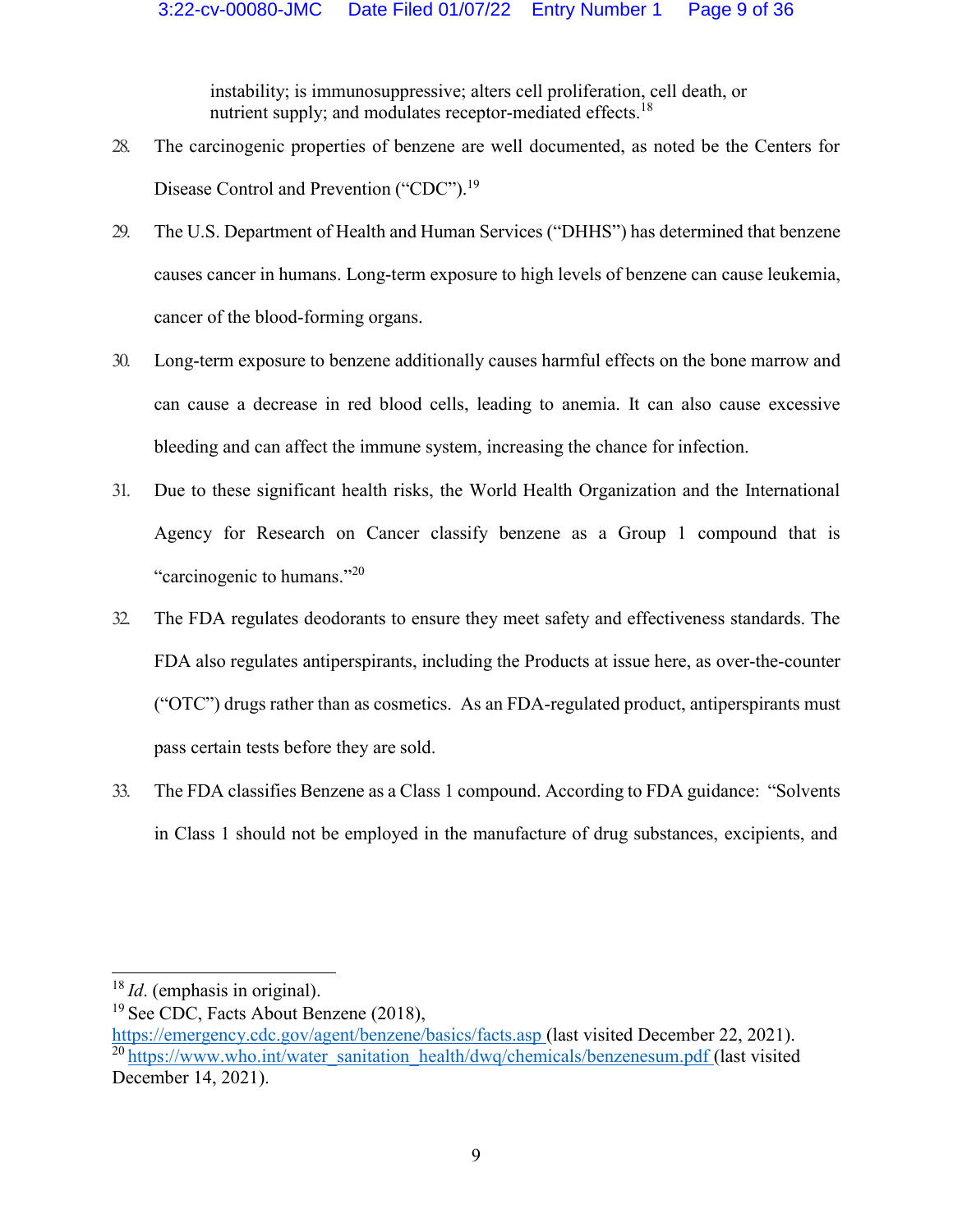instability; is immunosuppressive; alters cell proliferation, cell death, or nutrient supply; and modulates receptor-mediated effects.[18]

28. The carcinogenic properties of benzene are well documented, as noted be the Centers for Disease Control and Prevention ("CDC").[19]

29. The U.S. Department of Health and Human Services ("DHHS") has determined that benzene causes cancer in humans. Long-term exposure to high levels of benzene can cause leukemia, cancer of the blood-forming organs.

30. Long-term exposure to benzene additionally causes harmful effects on the bone marrow and can cause a decrease in red blood cells, leading to anemia. It can also cause excessive bleeding and can affect the immune system, increasing the chance for infection.

31. Due to these significant health risks, the World Health Organization and the International Agency for Research on Cancer classify benzene as a Group 1 compound that is "carcinogenic to humans."[20]

32. The FDA regulates deodorants to ensure they meet safety and effectiveness standards. The FDA also regulates antiperspirants, including the Products at issue here, as over-the-counter ("OTC") drugs rather than as cosmetics. As an FDA-regulated product, antiperspirants must pass certain tests before they are sold.

33. The FDA classifies Benzene as a Class 1 compound. According to FDA guidance: "Solvents in Class 1 should not be employed in the manufacture of drug substances, excipients, and

---

[18] *Id*. (emphasis in original).

[19] See CDC, Facts About Benzene (2018), https://emergency.cdc.gov/agent/benzene/basics/facts.asp (last visited December 22, 2021).

[20] https://www.who.int/water_sanitation_health/dwq/chemicals/benzenesum.pdf (last visited December 14, 2021).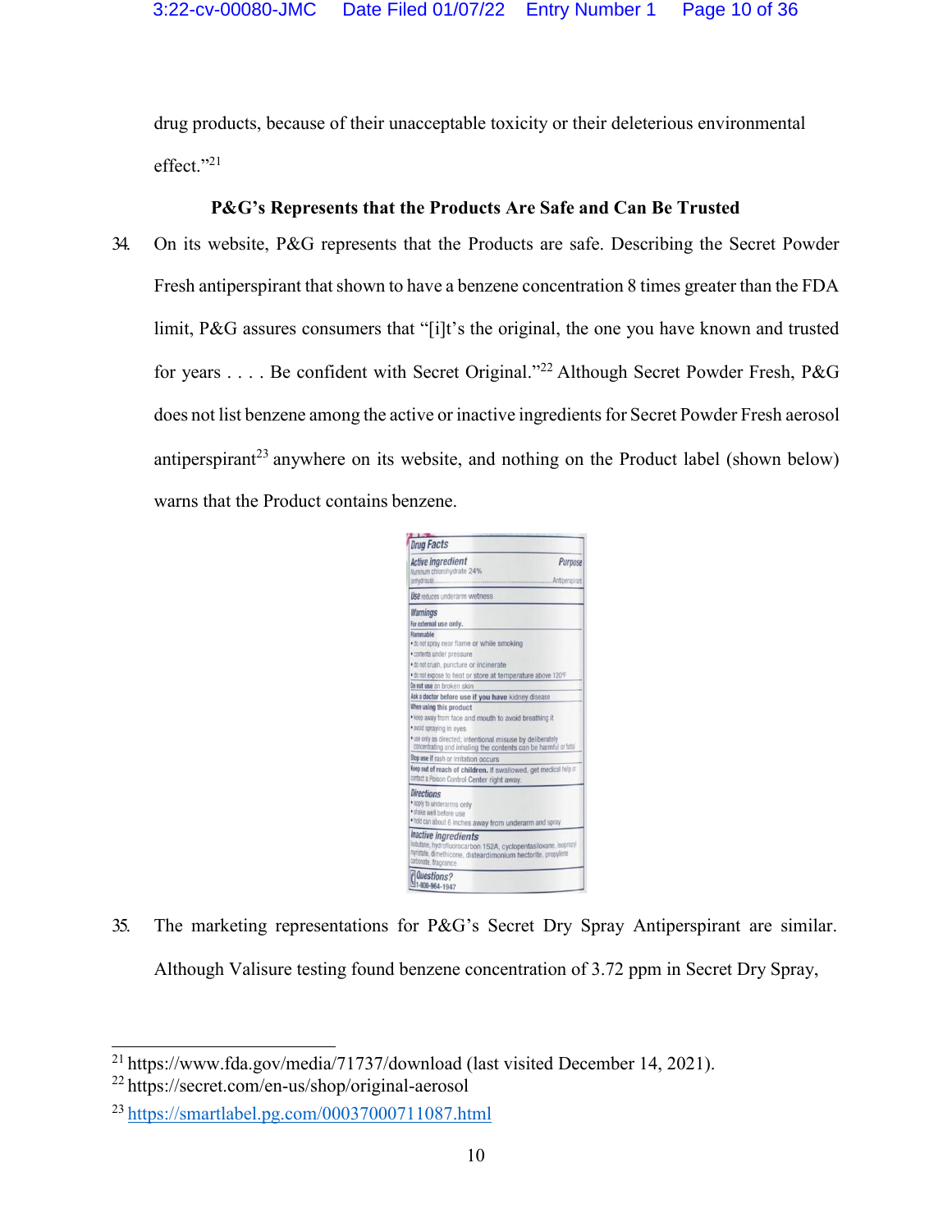drug products, because of their unacceptable toxicity or their deleterious environmental effect."[21]

**P&G's Represents that the Products Are Safe and Can Be Trusted**

34. On its website, P&G represents that the Products are safe. Describing the Secret Powder Fresh antiperspirant that shown to have a benzene concentration 8 times greater than the FDA limit, P&G assures consumers that "[i]t's the original, the one you have known and trusted for years . . . . Be confident with Secret Original."[22] Although Secret Powder Fresh, P&G does not list benzene among the active or inactive ingredients for Secret Powder Fresh aerosol antiperspirant[23] anywhere on its website, and nothing on the Product label (shown below) warns that the Product contains benzene.

**Drug Facts**

**Active ingredient** — **Purpose**
Aluminum chlorohydrate 24% (anhydrous)........Antiperspirant

**Use** reduces underarm wetness

**Warnings**
**For external use only.**
**Flammable**
- do not spray near flame or while smoking
- contents under pressure
- do not crush, puncture or incinerate
- do not expose to heat or store at temperature above 120°F

**Do not use** on broken skin
**Ask a doctor before use if you have** kidney disease
**When using this product**
- keep away from face and mouth to avoid breathing it
- avoid spraying in eyes
- use only as directed; intentional misuse by deliberately concentrating and inhaling the contents can be harmful or fatal

**Stop use** if rash or irritation occurs
**Keep out of reach of children.** If swallowed, get medical help or contact a Poison Control Center right away.

**Directions**
- apply to underarms only
- shake well before use
- hold can about 6 inches away from underarm and spray

**Inactive ingredients**
isobutane, hydrofluorocarbon 152A, cyclopentasiloxane, isopropyl myristate, dimethicone, disteardimonium hectorite, propylene carbonate, fragrance

**Questions?** 1-800-964-1947

35. The marketing representations for P&G's Secret Dry Spray Antiperspirant are similar. Although Valisure testing found benzene concentration of 3.72 ppm in Secret Dry Spray,

---

[21] https://www.fda.gov/media/71737/download (last visited December 14, 2021).

[22] https://secret.com/en-us/shop/original-aerosol

[23] https://smartlabel.pg.com/00037000711087.html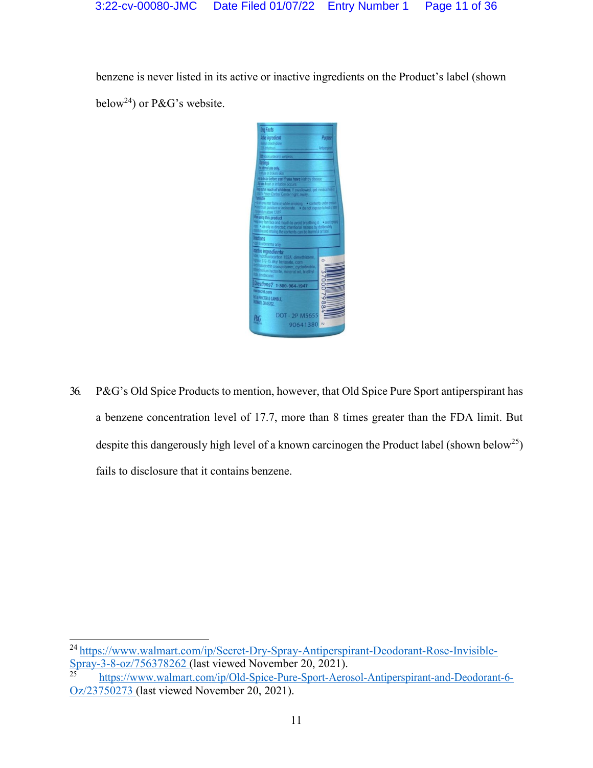benzene is never listed in its active or inactive ingredients on the Product's label (shown below[24]) or P&G's website.

36. P&G's Old Spice Products to mention, however, that Old Spice Pure Sport antiperspirant has a benzene concentration level of 17.7, more than 8 times greater than the FDA limit. But despite this dangerously high level of a known carcinogen the Product label (shown below[25]) fails to disclosure that it contains benzene.

[24] https://www.walmart.com/ip/Secret-Dry-Spray-Antiperspirant-Deodorant-Rose-Invisible-Spray-3-8-oz/756378262 (last viewed November 20, 2021).

[25] https://www.walmart.com/ip/Old-Spice-Pure-Sport-Aerosol-Antiperspirant-and-Deodorant-6-Oz/23750273 (last viewed November 20, 2021).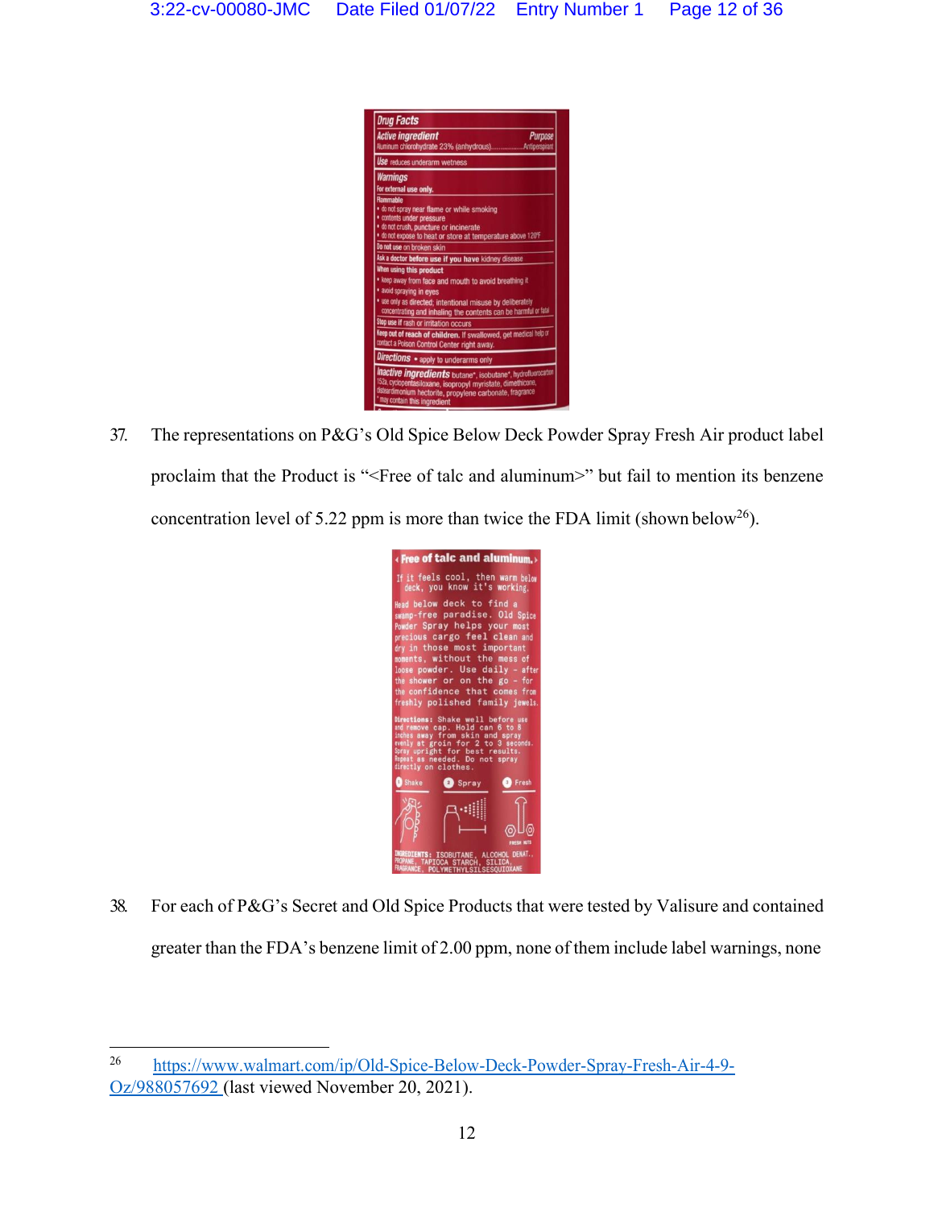Drug Facts

Active ingredient — Purpose

Aluminum chlorohydrate 23% (anhydrous)................Antiperspirant

Use reduces underarm wetness

Warnings

For external use only.

Flammable

- do not spray near flame or while smoking
- contents under pressure
- do not crush, puncture or incinerate
- do not expose to heat or store at temperature above 120°F

Do not use on broken skin

Ask a doctor before use if you have kidney disease

When using this product

- keep away from face and mouth to avoid breathing it
- avoid spraying in eyes
- use only as directed; intentional misuse by deliberately concentrating and inhaling the contents can be harmful or fatal

Stop use if rash or irritation occurs

Keep out of reach of children. If swallowed, get medical help or contact a Poison Control Center right away.

Directions • apply to underarms only

Inactive ingredients butane*, isobutane*, hydrofluorocarbon 152a, cyclopentasiloxane, isopropyl myristate, dimethicone, disteardimonium hectorite, propylene carbonate, fragrance

*may contain this ingredient

37. The representations on P&G's Old Spice Below Deck Powder Spray Fresh Air product label proclaim that the Product is "<Free of talc and aluminum>" but fail to mention its benzene concentration level of 5.22 ppm is more than twice the FDA limit (shown below[26]).

Free of talc and aluminum.

If it feels cool, then warm below deck, you know it's working.

Head below deck to find a swamp-free paradise. Old Spice Powder Spray helps your most precious cargo feel clean and dry in those most important moments, without the mess of loose powder. Use daily - after the shower or on the go - for the confidence that comes from freshly polished family jewels.

Directions: Shake well before use and remove cap. Hold can 6 to 8 inches away from skin and spray evenly at groin for 2 to 3 seconds. Spray upright for best results. Repeat as needed. Do not spray directly on clothes.

1 Shake 2 Spray 3 Fresh

INGREDIENTS: ISOBUTANE, ALCOHOL DENAT., PROPANE, TAPIOCA STARCH, SILICA, FRAGRANCE, POLYMETHYLSILSESQUIOXANE

38. For each of P&G's Secret and Old Spice Products that were tested by Valisure and contained greater than the FDA's benzene limit of 2.00 ppm, none of them include label warnings, none

---

[26] https://www.walmart.com/ip/Old-Spice-Below-Deck-Powder-Spray-Fresh-Air-4-9-Oz/988057692 (last viewed November 20, 2021).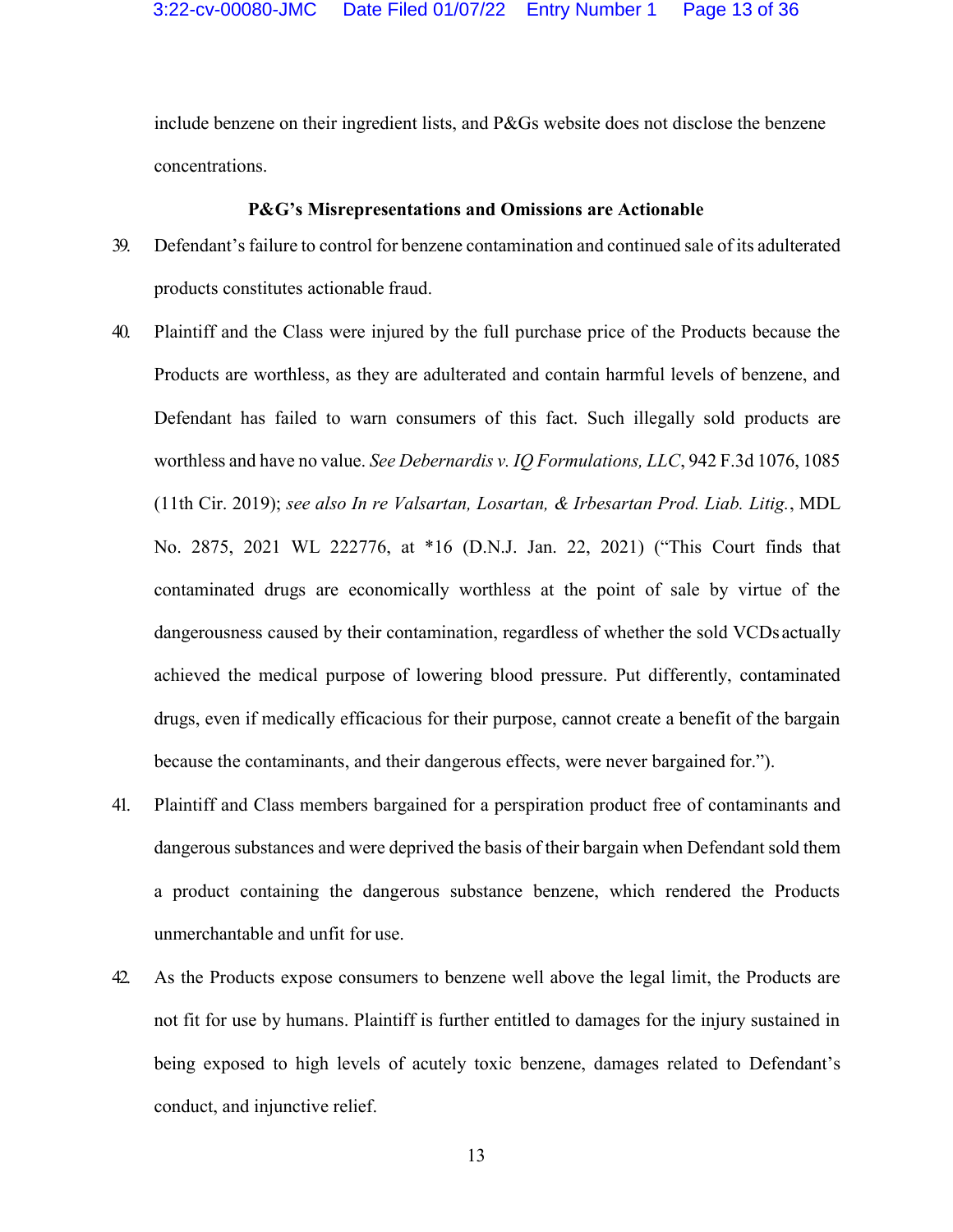include benzene on their ingredient lists, and P&Gs website does not disclose the benzene concentrations.

**P&G's Misrepresentations and Omissions are Actionable**

39. Defendant's failure to control for benzene contamination and continued sale of its adulterated products constitutes actionable fraud.

40. Plaintiff and the Class were injured by the full purchase price of the Products because the Products are worthless, as they are adulterated and contain harmful levels of benzene, and Defendant has failed to warn consumers of this fact. Such illegally sold products are worthless and have no value. *See Debernardis v. IQ Formulations, LLC*, 942 F.3d 1076, 1085 (11th Cir. 2019); *see also In re Valsartan, Losartan, & Irbesartan Prod. Liab. Litig.*, MDL No. 2875, 2021 WL 222776, at *16 (D.N.J. Jan. 22, 2021) ("This Court finds that contaminated drugs are economically worthless at the point of sale by virtue of the dangerousness caused by their contamination, regardless of whether the sold VCDs actually achieved the medical purpose of lowering blood pressure. Put differently, contaminated drugs, even if medically efficacious for their purpose, cannot create a benefit of the bargain because the contaminants, and their dangerous effects, were never bargained for.").

41. Plaintiff and Class members bargained for a perspiration product free of contaminants and dangerous substances and were deprived the basis of their bargain when Defendant sold them a product containing the dangerous substance benzene, which rendered the Products unmerchantable and unfit for use.

42. As the Products expose consumers to benzene well above the legal limit, the Products are not fit for use by humans. Plaintiff is further entitled to damages for the injury sustained in being exposed to high levels of acutely toxic benzene, damages related to Defendant's conduct, and injunctive relief.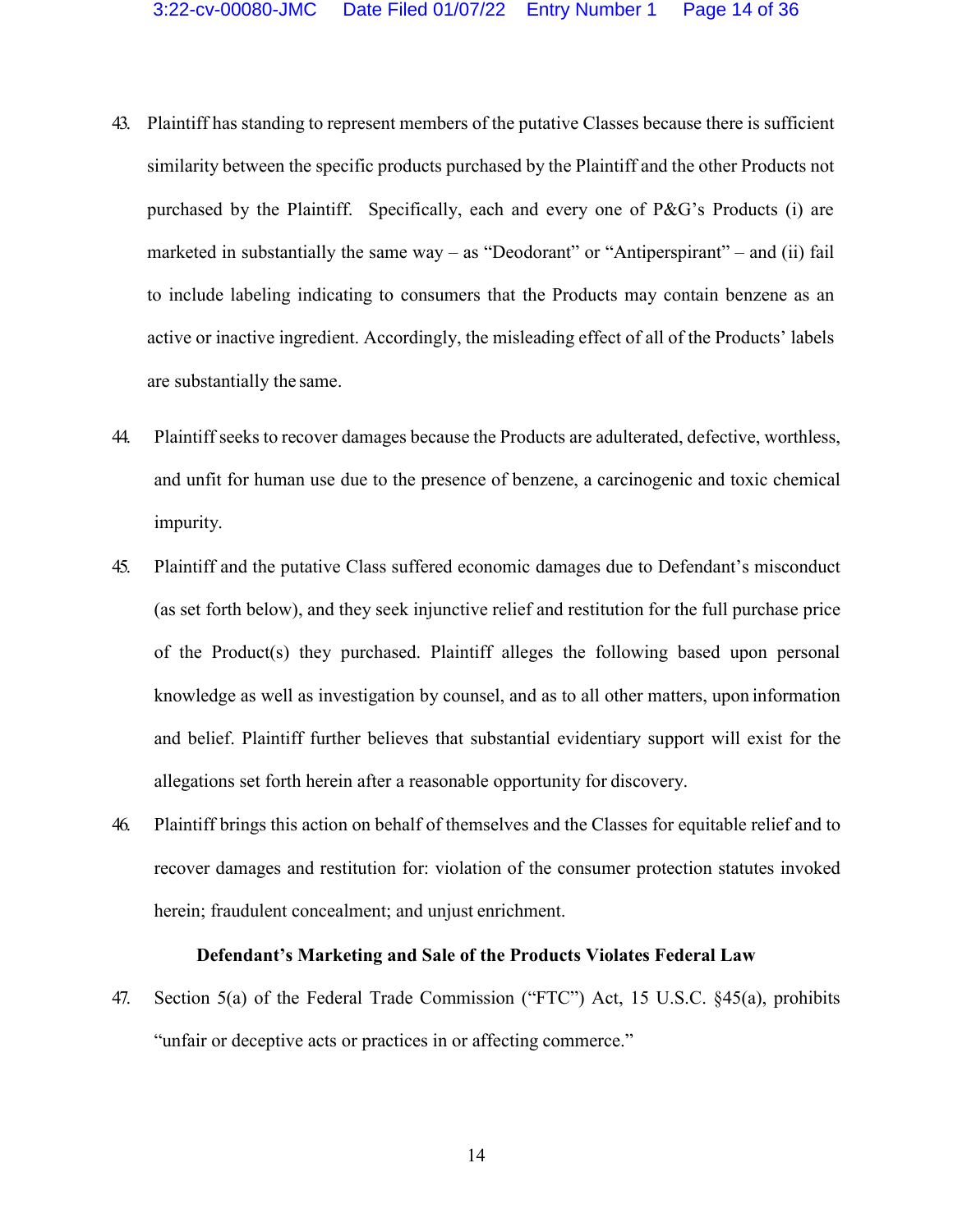43. Plaintiff has standing to represent members of the putative Classes because there is sufficient similarity between the specific products purchased by the Plaintiff and the other Products not purchased by the Plaintiff. Specifically, each and every one of P&G's Products (i) are marketed in substantially the same way – as "Deodorant" or "Antiperspirant" – and (ii) fail to include labeling indicating to consumers that the Products may contain benzene as an active or inactive ingredient. Accordingly, the misleading effect of all of the Products' labels are substantially the same.

44. Plaintiff seeks to recover damages because the Products are adulterated, defective, worthless, and unfit for human use due to the presence of benzene, a carcinogenic and toxic chemical impurity.

45. Plaintiff and the putative Class suffered economic damages due to Defendant's misconduct (as set forth below), and they seek injunctive relief and restitution for the full purchase price of the Product(s) they purchased. Plaintiff alleges the following based upon personal knowledge as well as investigation by counsel, and as to all other matters, upon information and belief. Plaintiff further believes that substantial evidentiary support will exist for the allegations set forth herein after a reasonable opportunity for discovery.

46. Plaintiff brings this action on behalf of themselves and the Classes for equitable relief and to recover damages and restitution for: violation of the consumer protection statutes invoked herein; fraudulent concealment; and unjust enrichment.

**Defendant's Marketing and Sale of the Products Violates Federal Law**

47. Section 5(a) of the Federal Trade Commission ("FTC") Act, 15 U.S.C. §45(a), prohibits "unfair or deceptive acts or practices in or affecting commerce."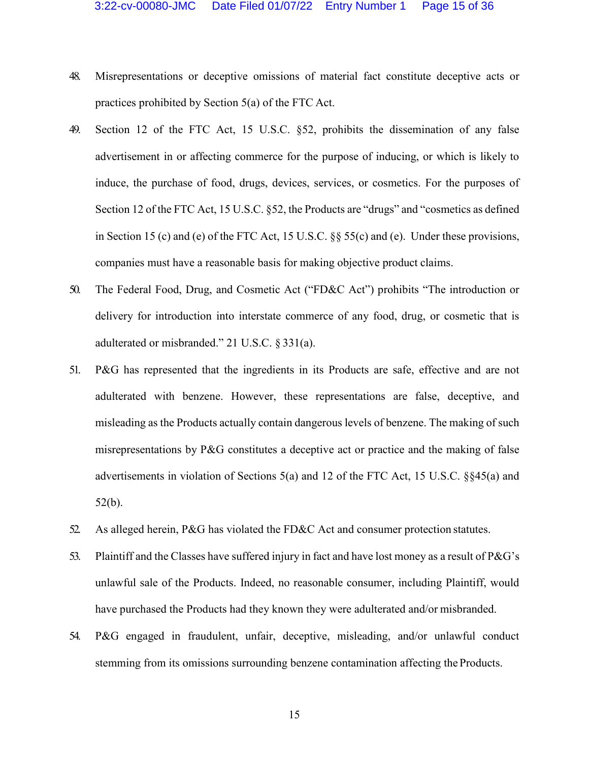48. Misrepresentations or deceptive omissions of material fact constitute deceptive acts or practices prohibited by Section 5(a) of the FTC Act.

49. Section 12 of the FTC Act, 15 U.S.C. §52, prohibits the dissemination of any false advertisement in or affecting commerce for the purpose of inducing, or which is likely to induce, the purchase of food, drugs, devices, services, or cosmetics. For the purposes of Section 12 of the FTC Act, 15 U.S.C. §52, the Products are "drugs" and "cosmetics as defined in Section 15 (c) and (e) of the FTC Act, 15 U.S.C. §§ 55(c) and (e). Under these provisions, companies must have a reasonable basis for making objective product claims.

50. The Federal Food, Drug, and Cosmetic Act ("FD&C Act") prohibits "The introduction or delivery for introduction into interstate commerce of any food, drug, or cosmetic that is adulterated or misbranded." 21 U.S.C. § 331(a).

51. P&G has represented that the ingredients in its Products are safe, effective and are not adulterated with benzene. However, these representations are false, deceptive, and misleading as the Products actually contain dangerous levels of benzene. The making of such misrepresentations by P&G constitutes a deceptive act or practice and the making of false advertisements in violation of Sections 5(a) and 12 of the FTC Act, 15 U.S.C. §§45(a) and 52(b).

52. As alleged herein, P&G has violated the FD&C Act and consumer protection statutes.

53. Plaintiff and the Classes have suffered injury in fact and have lost money as a result of P&G's unlawful sale of the Products. Indeed, no reasonable consumer, including Plaintiff, would have purchased the Products had they known they were adulterated and/or misbranded.

54. P&G engaged in fraudulent, unfair, deceptive, misleading, and/or unlawful conduct stemming from its omissions surrounding benzene contamination affecting the Products.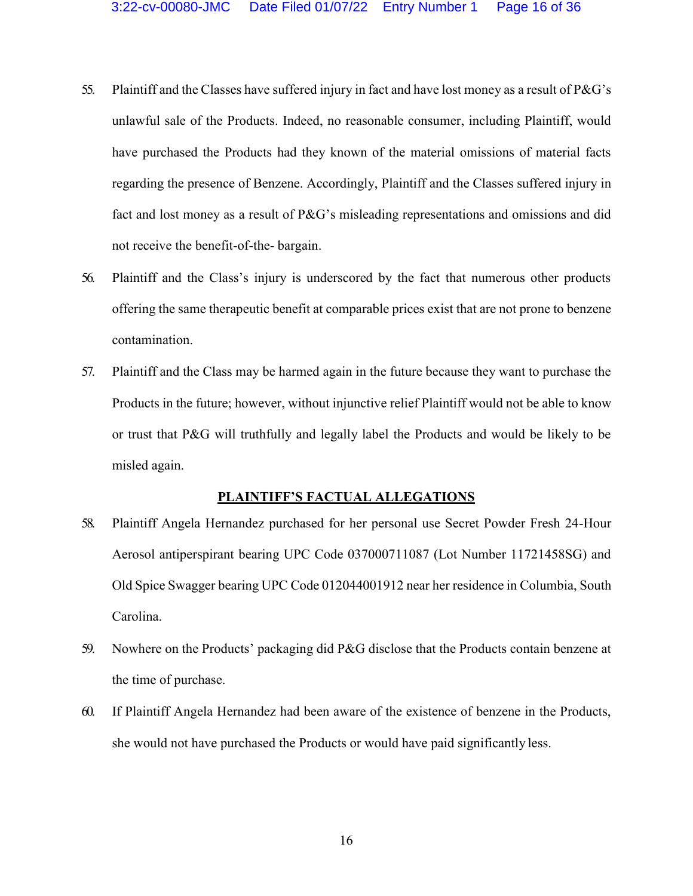55. Plaintiff and the Classes have suffered injury in fact and have lost money as a result of P&G's unlawful sale of the Products. Indeed, no reasonable consumer, including Plaintiff, would have purchased the Products had they known of the material omissions of material facts regarding the presence of Benzene. Accordingly, Plaintiff and the Classes suffered injury in fact and lost money as a result of P&G's misleading representations and omissions and did not receive the benefit-of-the- bargain.

56. Plaintiff and the Class's injury is underscored by the fact that numerous other products offering the same therapeutic benefit at comparable prices exist that are not prone to benzene contamination.

57. Plaintiff and the Class may be harmed again in the future because they want to purchase the Products in the future; however, without injunctive relief Plaintiff would not be able to know or trust that P&G will truthfully and legally label the Products and would be likely to be misled again.

## PLAINTIFF'S FACTUAL ALLEGATIONS

58. Plaintiff Angela Hernandez purchased for her personal use Secret Powder Fresh 24-Hour Aerosol antiperspirant bearing UPC Code 037000711087 (Lot Number 11721458SG) and Old Spice Swagger bearing UPC Code 012044001912 near her residence in Columbia, South Carolina.

59. Nowhere on the Products' packaging did P&G disclose that the Products contain benzene at the time of purchase.

60. If Plaintiff Angela Hernandez had been aware of the existence of benzene in the Products, she would not have purchased the Products or would have paid significantly less.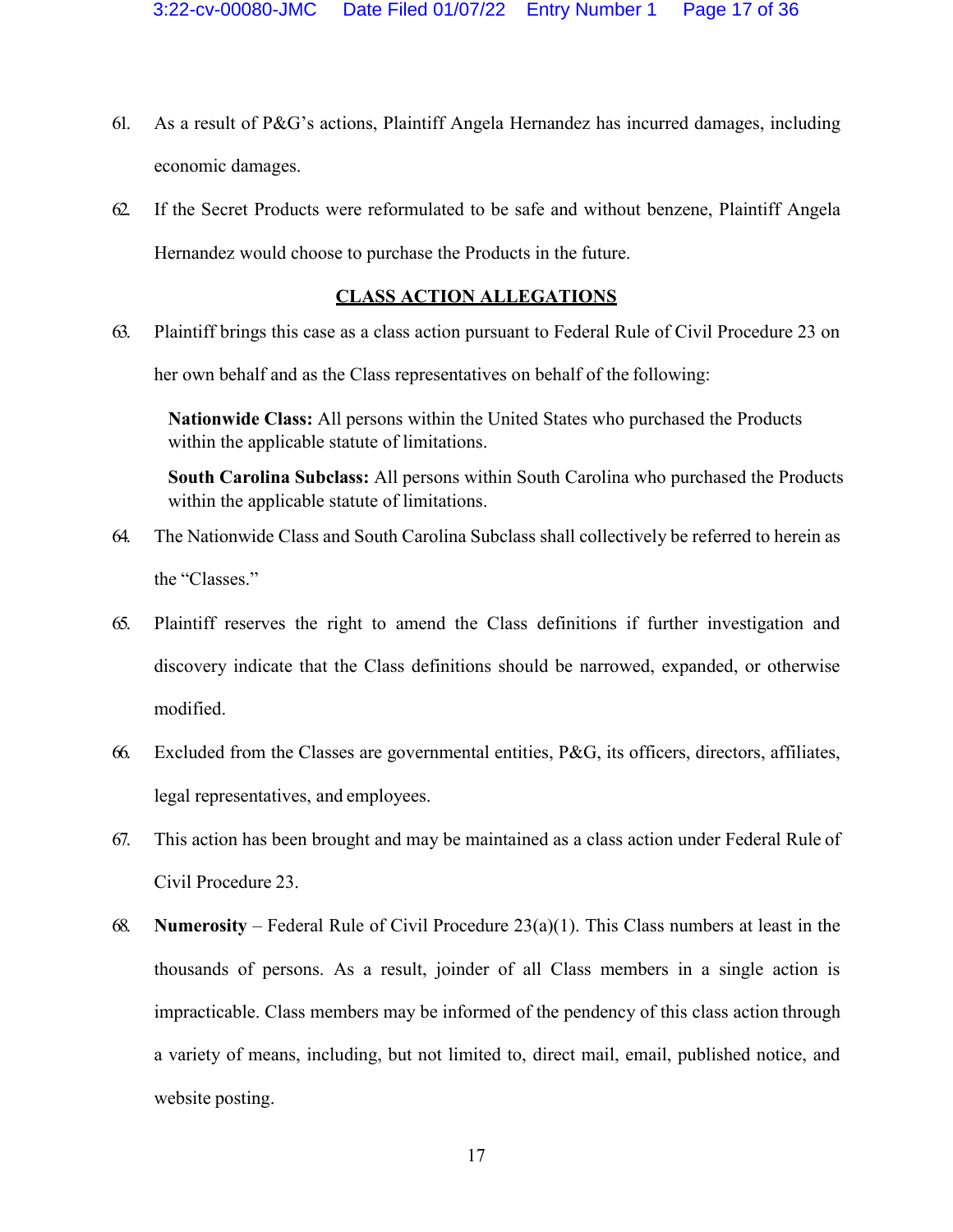61. As a result of P&G's actions, Plaintiff Angela Hernandez has incurred damages, including economic damages.

62. If the Secret Products were reformulated to be safe and without benzene, Plaintiff Angela Hernandez would choose to purchase the Products in the future.

## CLASS ACTION ALLEGATIONS

63. Plaintiff brings this case as a class action pursuant to Federal Rule of Civil Procedure 23 on her own behalf and as the Class representatives on behalf of the following:

> **Nationwide Class:** All persons within the United States who purchased the Products within the applicable statute of limitations.
>
> **South Carolina Subclass:** All persons within South Carolina who purchased the Products within the applicable statute of limitations.

64. The Nationwide Class and South Carolina Subclass shall collectively be referred to herein as the "Classes."

65. Plaintiff reserves the right to amend the Class definitions if further investigation and discovery indicate that the Class definitions should be narrowed, expanded, or otherwise modified.

66. Excluded from the Classes are governmental entities, P&G, its officers, directors, affiliates, legal representatives, and employees.

67. This action has been brought and may be maintained as a class action under Federal Rule of Civil Procedure 23.

68. **Numerosity** – Federal Rule of Civil Procedure 23(a)(1). This Class numbers at least in the thousands of persons. As a result, joinder of all Class members in a single action is impracticable. Class members may be informed of the pendency of this class action through a variety of means, including, but not limited to, direct mail, email, published notice, and website posting.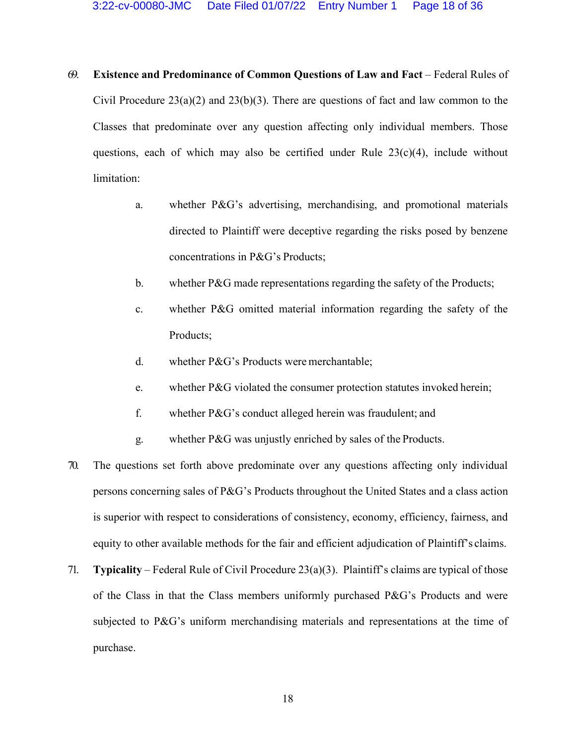69. **Existence and Predominance of Common Questions of Law and Fact** – Federal Rules of Civil Procedure 23(a)(2) and 23(b)(3). There are questions of fact and law common to the Classes that predominate over any question affecting only individual members. Those questions, each of which may also be certified under Rule 23(c)(4), include without limitation:

   a. whether P&G's advertising, merchandising, and promotional materials directed to Plaintiff were deceptive regarding the risks posed by benzene concentrations in P&G's Products;

   b. whether P&G made representations regarding the safety of the Products;

   c. whether P&G omitted material information regarding the safety of the Products;

   d. whether P&G's Products were merchantable;

   e. whether P&G violated the consumer protection statutes invoked herein;

   f. whether P&G's conduct alleged herein was fraudulent; and

   g. whether P&G was unjustly enriched by sales of the Products.

70. The questions set forth above predominate over any questions affecting only individual persons concerning sales of P&G's Products throughout the United States and a class action is superior with respect to considerations of consistency, economy, efficiency, fairness, and equity to other available methods for the fair and efficient adjudication of Plaintiff's claims.

71. **Typicality** – Federal Rule of Civil Procedure 23(a)(3). Plaintiff's claims are typical of those of the Class in that the Class members uniformly purchased P&G's Products and were subjected to P&G's uniform merchandising materials and representations at the time of purchase.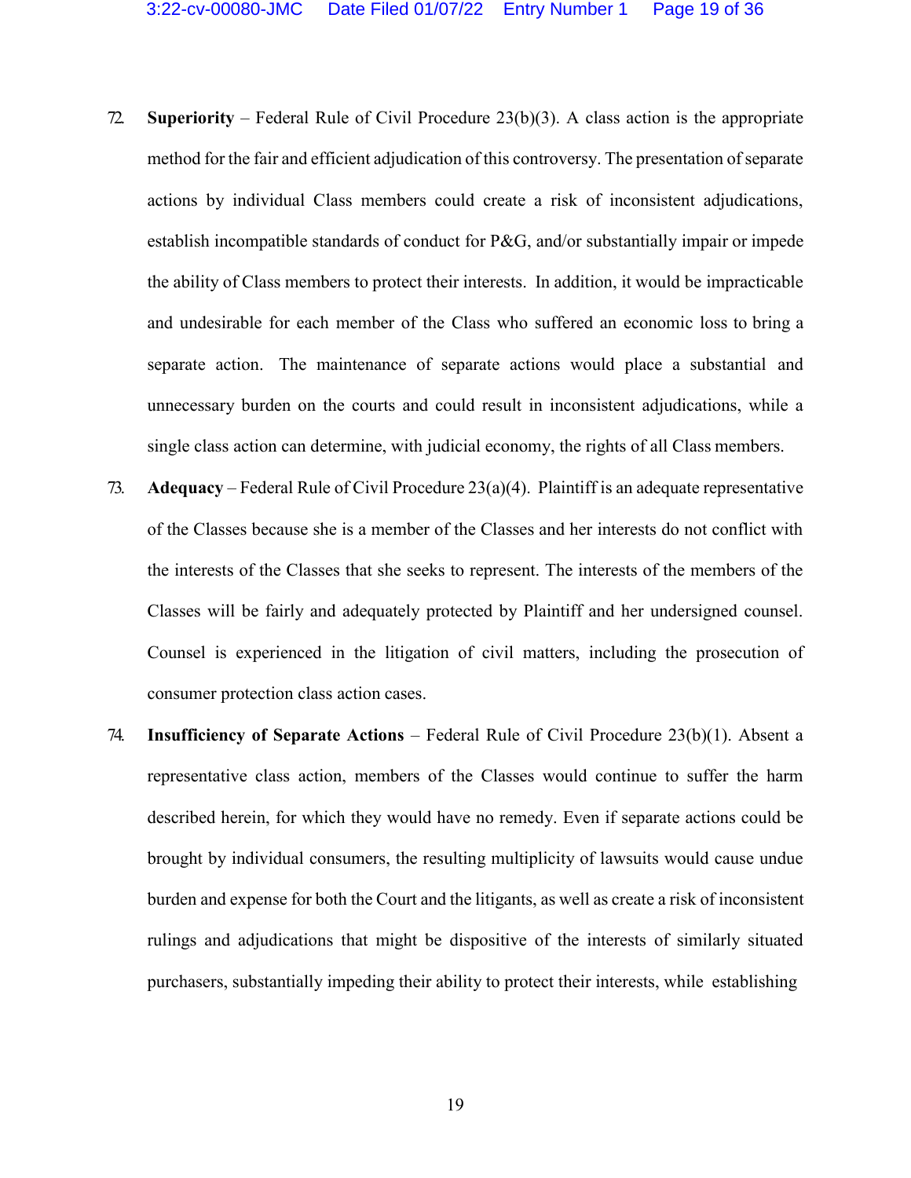72. **Superiority** – Federal Rule of Civil Procedure 23(b)(3). A class action is the appropriate method for the fair and efficient adjudication of this controversy. The presentation of separate actions by individual Class members could create a risk of inconsistent adjudications, establish incompatible standards of conduct for P&G, and/or substantially impair or impede the ability of Class members to protect their interests. In addition, it would be impracticable and undesirable for each member of the Class who suffered an economic loss to bring a separate action. The maintenance of separate actions would place a substantial and unnecessary burden on the courts and could result in inconsistent adjudications, while a single class action can determine, with judicial economy, the rights of all Class members.

73. **Adequacy** – Federal Rule of Civil Procedure 23(a)(4). Plaintiff is an adequate representative of the Classes because she is a member of the Classes and her interests do not conflict with the interests of the Classes that she seeks to represent. The interests of the members of the Classes will be fairly and adequately protected by Plaintiff and her undersigned counsel. Counsel is experienced in the litigation of civil matters, including the prosecution of consumer protection class action cases.

74. **Insufficiency of Separate Actions** – Federal Rule of Civil Procedure 23(b)(1). Absent a representative class action, members of the Classes would continue to suffer the harm described herein, for which they would have no remedy. Even if separate actions could be brought by individual consumers, the resulting multiplicity of lawsuits would cause undue burden and expense for both the Court and the litigants, as well as create a risk of inconsistent rulings and adjudications that might be dispositive of the interests of similarly situated purchasers, substantially impeding their ability to protect their interests, while establishing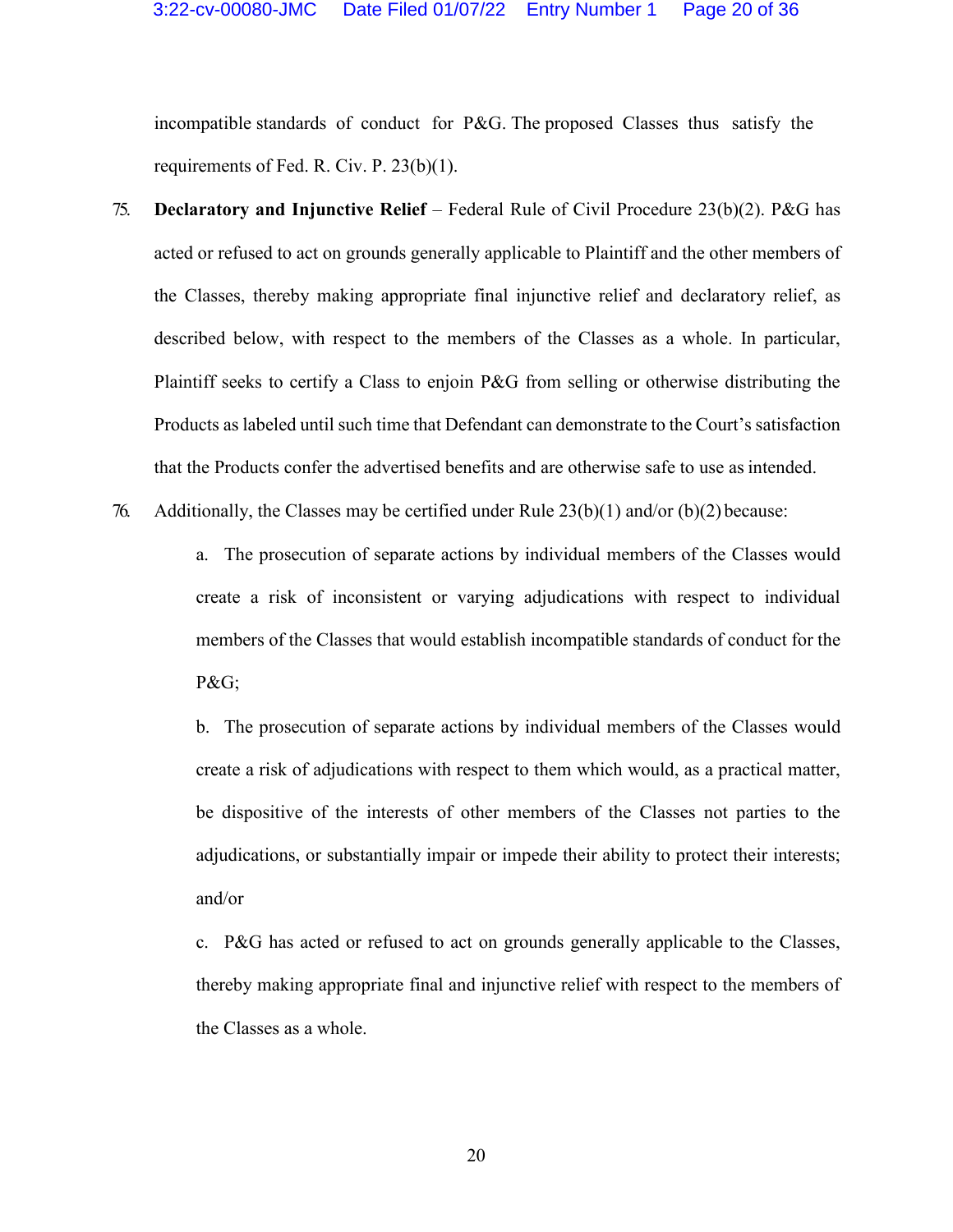incompatible standards of conduct for P&G. The proposed Classes thus satisfy the requirements of Fed. R. Civ. P. 23(b)(1).

75. **Declaratory and Injunctive Relief** – Federal Rule of Civil Procedure 23(b)(2). P&G has acted or refused to act on grounds generally applicable to Plaintiff and the other members of the Classes, thereby making appropriate final injunctive relief and declaratory relief, as described below, with respect to the members of the Classes as a whole. In particular, Plaintiff seeks to certify a Class to enjoin P&G from selling or otherwise distributing the Products as labeled until such time that Defendant can demonstrate to the Court's satisfaction that the Products confer the advertised benefits and are otherwise safe to use as intended.

76. Additionally, the Classes may be certified under Rule 23(b)(1) and/or (b)(2) because:

   a. The prosecution of separate actions by individual members of the Classes would create a risk of inconsistent or varying adjudications with respect to individual members of the Classes that would establish incompatible standards of conduct for the P&G;

   b. The prosecution of separate actions by individual members of the Classes would create a risk of adjudications with respect to them which would, as a practical matter, be dispositive of the interests of other members of the Classes not parties to the adjudications, or substantially impair or impede their ability to protect their interests; and/or

   c. P&G has acted or refused to act on grounds generally applicable to the Classes, thereby making appropriate final and injunctive relief with respect to the members of the Classes as a whole.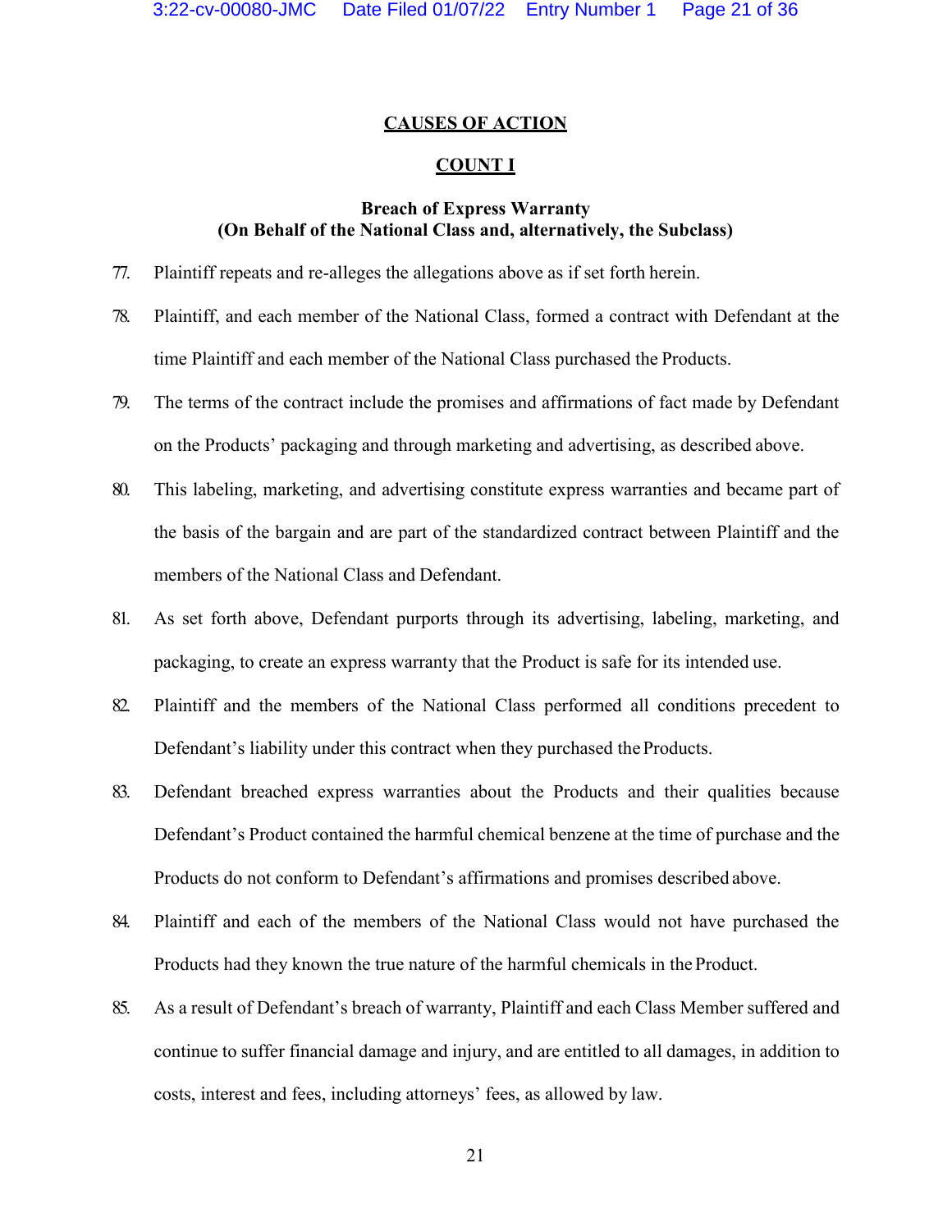## CAUSES OF ACTION

### COUNT I

**Breach of Express Warranty**
**(On Behalf of the National Class and, alternatively, the Subclass)**

77. Plaintiff repeats and re-alleges the allegations above as if set forth herein.

78. Plaintiff, and each member of the National Class, formed a contract with Defendant at the time Plaintiff and each member of the National Class purchased the Products.

79. The terms of the contract include the promises and affirmations of fact made by Defendant on the Products' packaging and through marketing and advertising, as described above.

80. This labeling, marketing, and advertising constitute express warranties and became part of the basis of the bargain and are part of the standardized contract between Plaintiff and the members of the National Class and Defendant.

81. As set forth above, Defendant purports through its advertising, labeling, marketing, and packaging, to create an express warranty that the Product is safe for its intended use.

82. Plaintiff and the members of the National Class performed all conditions precedent to Defendant's liability under this contract when they purchased the Products.

83. Defendant breached express warranties about the Products and their qualities because Defendant's Product contained the harmful chemical benzene at the time of purchase and the Products do not conform to Defendant's affirmations and promises described above.

84. Plaintiff and each of the members of the National Class would not have purchased the Products had they known the true nature of the harmful chemicals in the Product.

85. As a result of Defendant's breach of warranty, Plaintiff and each Class Member suffered and continue to suffer financial damage and injury, and are entitled to all damages, in addition to costs, interest and fees, including attorneys' fees, as allowed by law.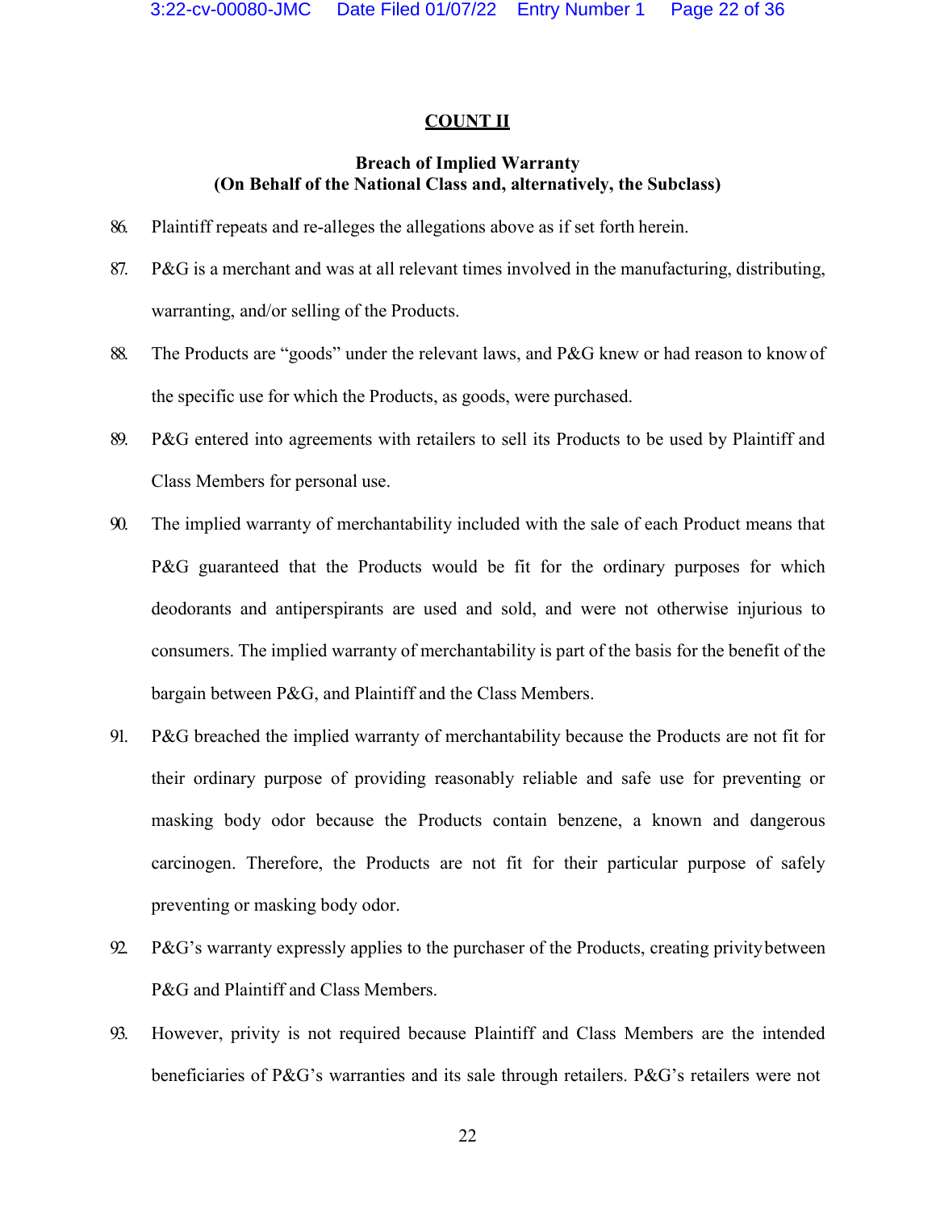## COUNT II

### Breach of Implied Warranty
### (On Behalf of the National Class and, alternatively, the Subclass)

86. Plaintiff repeats and re-alleges the allegations above as if set forth herein.

87. P&G is a merchant and was at all relevant times involved in the manufacturing, distributing, warranting, and/or selling of the Products.

88. The Products are "goods" under the relevant laws, and P&G knew or had reason to know of the specific use for which the Products, as goods, were purchased.

89. P&G entered into agreements with retailers to sell its Products to be used by Plaintiff and Class Members for personal use.

90. The implied warranty of merchantability included with the sale of each Product means that P&G guaranteed that the Products would be fit for the ordinary purposes for which deodorants and antiperspirants are used and sold, and were not otherwise injurious to consumers. The implied warranty of merchantability is part of the basis for the benefit of the bargain between P&G, and Plaintiff and the Class Members.

91. P&G breached the implied warranty of merchantability because the Products are not fit for their ordinary purpose of providing reasonably reliable and safe use for preventing or masking body odor because the Products contain benzene, a known and dangerous carcinogen. Therefore, the Products are not fit for their particular purpose of safely preventing or masking body odor.

92. P&G's warranty expressly applies to the purchaser of the Products, creating privity between P&G and Plaintiff and Class Members.

93. However, privity is not required because Plaintiff and Class Members are the intended beneficiaries of P&G's warranties and its sale through retailers. P&G's retailers were not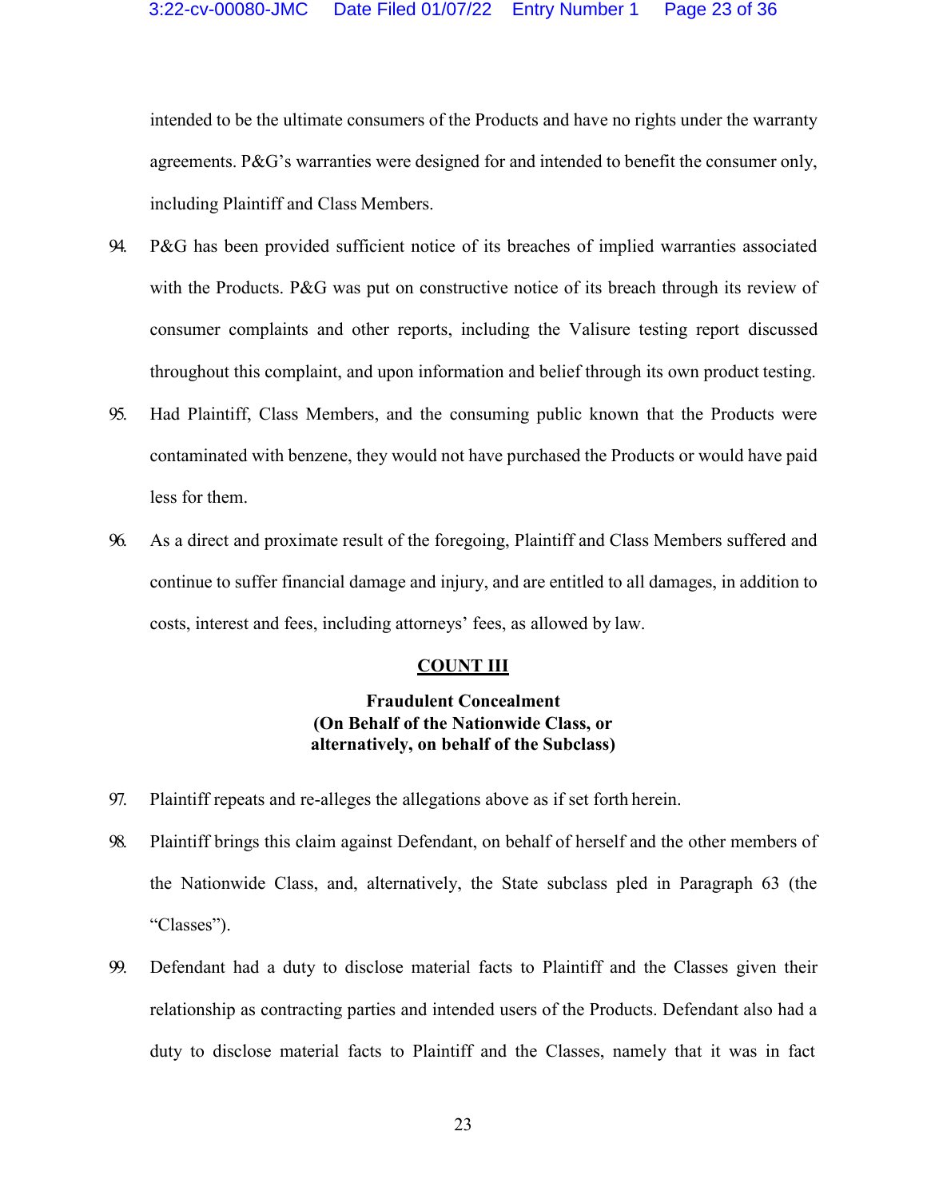intended to be the ultimate consumers of the Products and have no rights under the warranty agreements. P&G's warranties were designed for and intended to benefit the consumer only, including Plaintiff and Class Members.

94. P&G has been provided sufficient notice of its breaches of implied warranties associated with the Products. P&G was put on constructive notice of its breach through its review of consumer complaints and other reports, including the Valisure testing report discussed throughout this complaint, and upon information and belief through its own product testing.

95. Had Plaintiff, Class Members, and the consuming public known that the Products were contaminated with benzene, they would not have purchased the Products or would have paid less for them.

96. As a direct and proximate result of the foregoing, Plaintiff and Class Members suffered and continue to suffer financial damage and injury, and are entitled to all damages, in addition to costs, interest and fees, including attorneys' fees, as allowed by law.

## COUNT III

**Fraudulent Concealment**
**(On Behalf of the Nationwide Class, or alternatively, on behalf of the Subclass)**

97. Plaintiff repeats and re-alleges the allegations above as if set forth herein.

98. Plaintiff brings this claim against Defendant, on behalf of herself and the other members of the Nationwide Class, and, alternatively, the State subclass pled in Paragraph 63 (the "Classes").

99. Defendant had a duty to disclose material facts to Plaintiff and the Classes given their relationship as contracting parties and intended users of the Products. Defendant also had a duty to disclose material facts to Plaintiff and the Classes, namely that it was in fact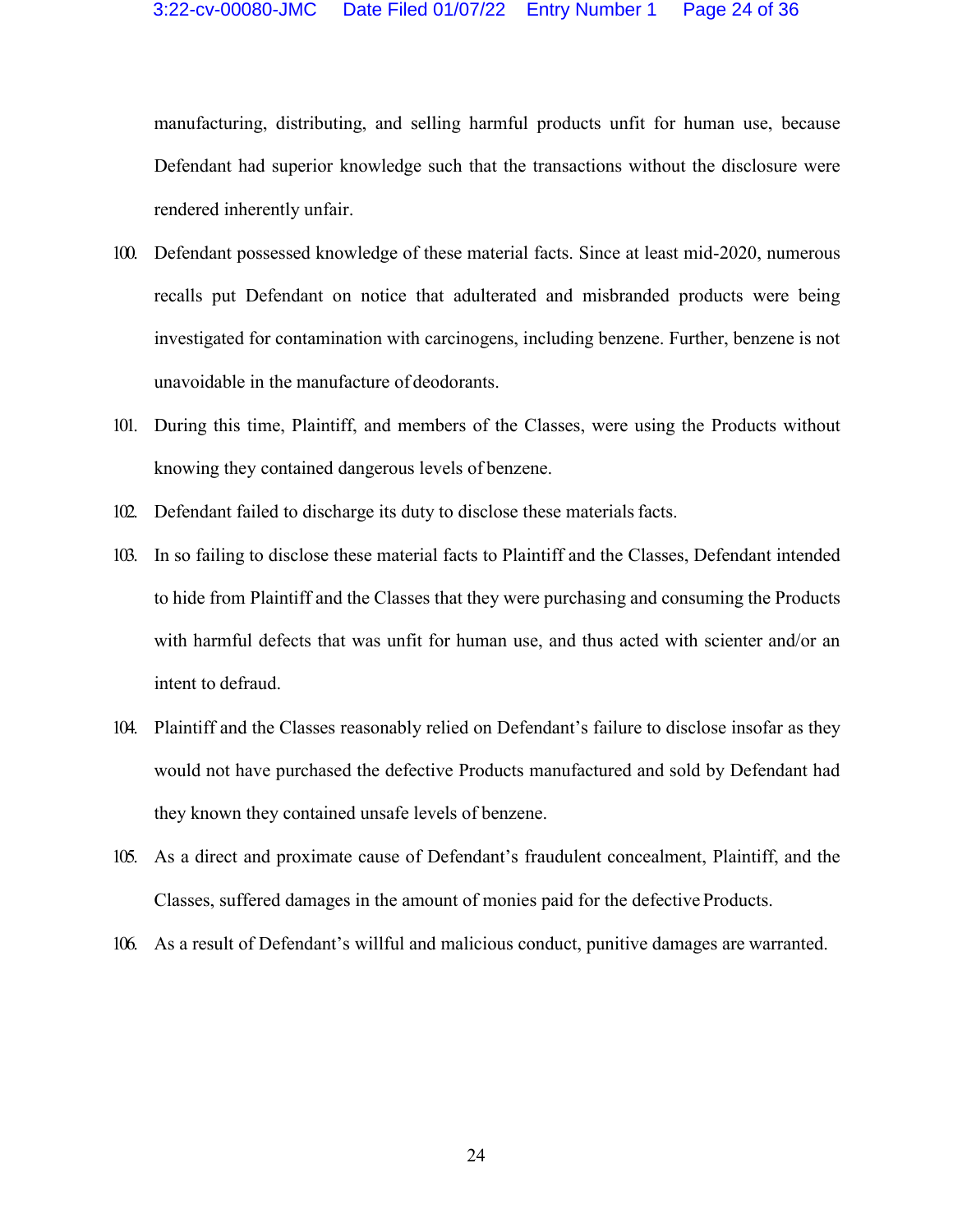manufacturing, distributing, and selling harmful products unfit for human use, because Defendant had superior knowledge such that the transactions without the disclosure were rendered inherently unfair.

100. Defendant possessed knowledge of these material facts. Since at least mid-2020, numerous recalls put Defendant on notice that adulterated and misbranded products were being investigated for contamination with carcinogens, including benzene. Further, benzene is not unavoidable in the manufacture of deodorants.

101. During this time, Plaintiff, and members of the Classes, were using the Products without knowing they contained dangerous levels of benzene.

102. Defendant failed to discharge its duty to disclose these materials facts.

103. In so failing to disclose these material facts to Plaintiff and the Classes, Defendant intended to hide from Plaintiff and the Classes that they were purchasing and consuming the Products with harmful defects that was unfit for human use, and thus acted with scienter and/or an intent to defraud.

104. Plaintiff and the Classes reasonably relied on Defendant's failure to disclose insofar as they would not have purchased the defective Products manufactured and sold by Defendant had they known they contained unsafe levels of benzene.

105. As a direct and proximate cause of Defendant's fraudulent concealment, Plaintiff, and the Classes, suffered damages in the amount of monies paid for the defective Products.

106. As a result of Defendant's willful and malicious conduct, punitive damages are warranted.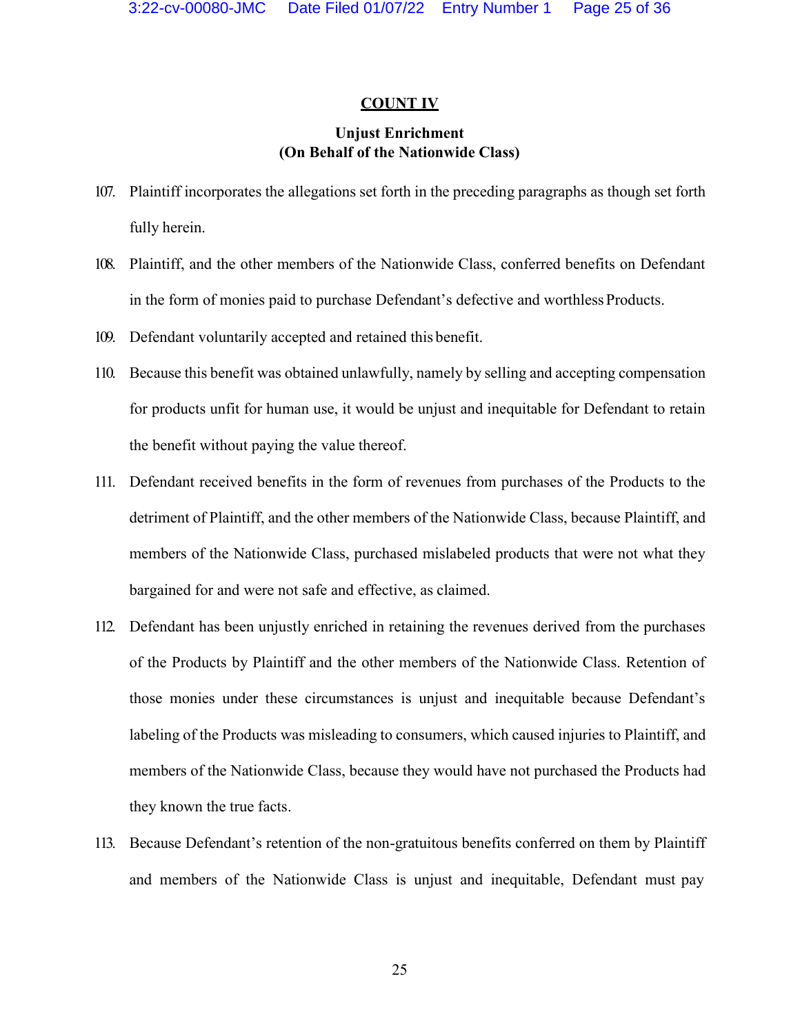## COUNT IV

### Unjust Enrichment (On Behalf of the Nationwide Class)

107. Plaintiff incorporates the allegations set forth in the preceding paragraphs as though set forth fully herein.

108. Plaintiff, and the other members of the Nationwide Class, conferred benefits on Defendant in the form of monies paid to purchase Defendant's defective and worthless Products.

109. Defendant voluntarily accepted and retained this benefit.

110. Because this benefit was obtained unlawfully, namely by selling and accepting compensation for products unfit for human use, it would be unjust and inequitable for Defendant to retain the benefit without paying the value thereof.

111. Defendant received benefits in the form of revenues from purchases of the Products to the detriment of Plaintiff, and the other members of the Nationwide Class, because Plaintiff, and members of the Nationwide Class, purchased mislabeled products that were not what they bargained for and were not safe and effective, as claimed.

112. Defendant has been unjustly enriched in retaining the revenues derived from the purchases of the Products by Plaintiff and the other members of the Nationwide Class. Retention of those monies under these circumstances is unjust and inequitable because Defendant's labeling of the Products was misleading to consumers, which caused injuries to Plaintiff, and members of the Nationwide Class, because they would have not purchased the Products had they known the true facts.

113. Because Defendant's retention of the non-gratuitous benefits conferred on them by Plaintiff and members of the Nationwide Class is unjust and inequitable, Defendant must pay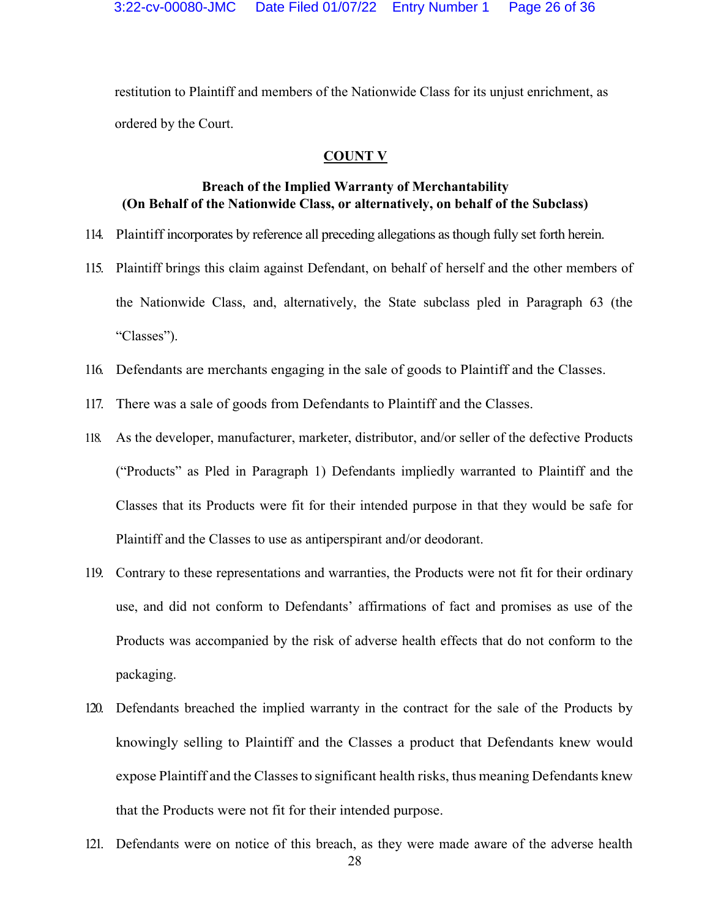restitution to Plaintiff and members of the Nationwide Class for its unjust enrichment, as ordered by the Court.

## COUNT V

### Breach of the Implied Warranty of Merchantability (On Behalf of the Nationwide Class, or alternatively, on behalf of the Subclass)

114. Plaintiff incorporates by reference all preceding allegations as though fully set forth herein.

115. Plaintiff brings this claim against Defendant, on behalf of herself and the other members of the Nationwide Class, and, alternatively, the State subclass pled in Paragraph 63 (the "Classes").

116. Defendants are merchants engaging in the sale of goods to Plaintiff and the Classes.

117. There was a sale of goods from Defendants to Plaintiff and the Classes.

118. As the developer, manufacturer, marketer, distributor, and/or seller of the defective Products ("Products" as Pled in Paragraph 1) Defendants impliedly warranted to Plaintiff and the Classes that its Products were fit for their intended purpose in that they would be safe for Plaintiff and the Classes to use as antiperspirant and/or deodorant.

119. Contrary to these representations and warranties, the Products were not fit for their ordinary use, and did not conform to Defendants' affirmations of fact and promises as use of the Products was accompanied by the risk of adverse health effects that do not conform to the packaging.

120. Defendants breached the implied warranty in the contract for the sale of the Products by knowingly selling to Plaintiff and the Classes a product that Defendants knew would expose Plaintiff and the Classes to significant health risks, thus meaning Defendants knew that the Products were not fit for their intended purpose.

121. Defendants were on notice of this breach, as they were made aware of the adverse health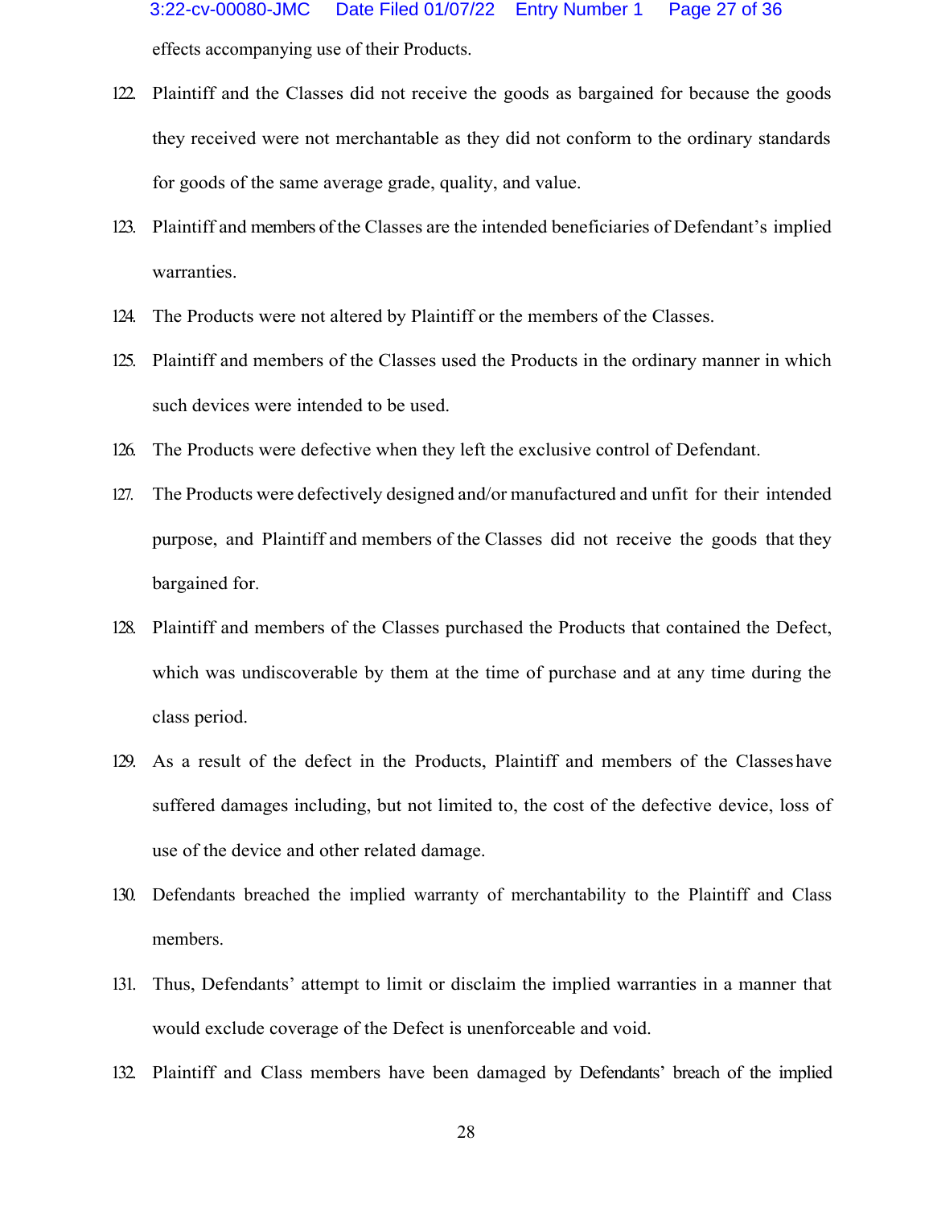effects accompanying use of their Products.

122. Plaintiff and the Classes did not receive the goods as bargained for because the goods they received were not merchantable as they did not conform to the ordinary standards for goods of the same average grade, quality, and value.

123. Plaintiff and members of the Classes are the intended beneficiaries of Defendant's implied warranties.

124. The Products were not altered by Plaintiff or the members of the Classes.

125. Plaintiff and members of the Classes used the Products in the ordinary manner in which such devices were intended to be used.

126. The Products were defective when they left the exclusive control of Defendant.

127. The Products were defectively designed and/or manufactured and unfit for their intended purpose, and Plaintiff and members of the Classes did not receive the goods that they bargained for.

128. Plaintiff and members of the Classes purchased the Products that contained the Defect, which was undiscoverable by them at the time of purchase and at any time during the class period.

129. As a result of the defect in the Products, Plaintiff and members of the Classes have suffered damages including, but not limited to, the cost of the defective device, loss of use of the device and other related damage.

130. Defendants breached the implied warranty of merchantability to the Plaintiff and Class members.

131. Thus, Defendants' attempt to limit or disclaim the implied warranties in a manner that would exclude coverage of the Defect is unenforceable and void.

132. Plaintiff and Class members have been damaged by Defendants' breach of the implied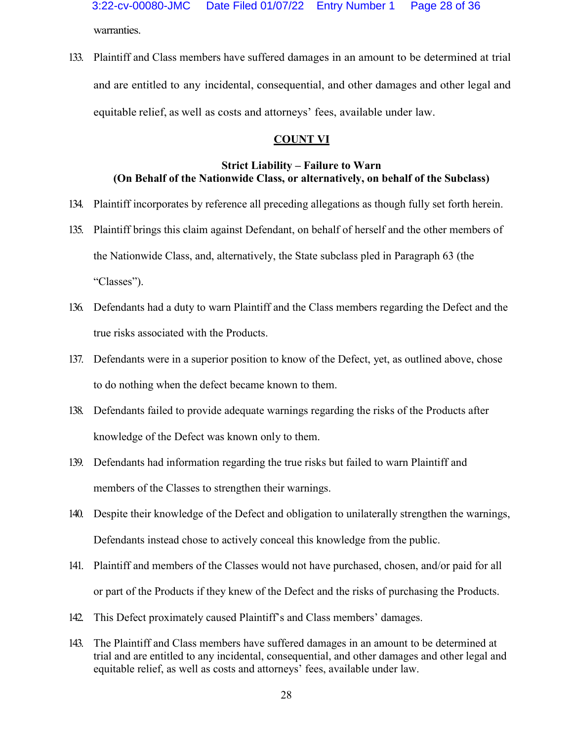warranties.

133. Plaintiff and Class members have suffered damages in an amount to be determined at trial and are entitled to any incidental, consequential, and other damages and other legal and equitable relief, as well as costs and attorneys' fees, available under law.

## COUNT VI

### Strict Liability – Failure to Warn
### (On Behalf of the Nationwide Class, or alternatively, on behalf of the Subclass)

134. Plaintiff incorporates by reference all preceding allegations as though fully set forth herein.

135. Plaintiff brings this claim against Defendant, on behalf of herself and the other members of the Nationwide Class, and, alternatively, the State subclass pled in Paragraph 63 (the "Classes").

136. Defendants had a duty to warn Plaintiff and the Class members regarding the Defect and the true risks associated with the Products.

137. Defendants were in a superior position to know of the Defect, yet, as outlined above, chose to do nothing when the defect became known to them.

138. Defendants failed to provide adequate warnings regarding the risks of the Products after knowledge of the Defect was known only to them.

139. Defendants had information regarding the true risks but failed to warn Plaintiff and members of the Classes to strengthen their warnings.

140. Despite their knowledge of the Defect and obligation to unilaterally strengthen the warnings, Defendants instead chose to actively conceal this knowledge from the public.

141. Plaintiff and members of the Classes would not have purchased, chosen, and/or paid for all or part of the Products if they knew of the Defect and the risks of purchasing the Products.

142. This Defect proximately caused Plaintiff's and Class members' damages.

143. The Plaintiff and Class members have suffered damages in an amount to be determined at trial and are entitled to any incidental, consequential, and other damages and other legal and equitable relief, as well as costs and attorneys' fees, available under law.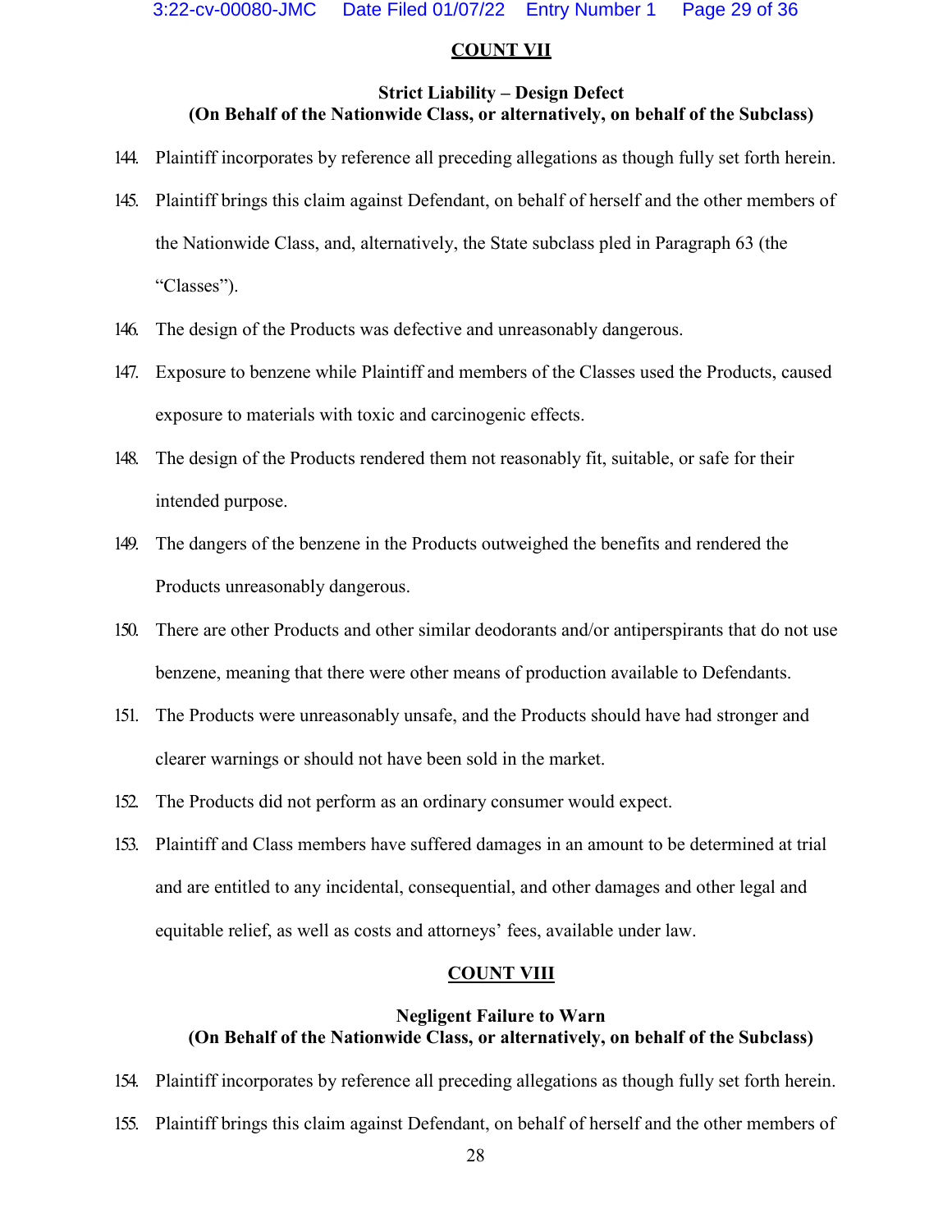## COUNT VII

### Strict Liability – Design Defect
### (On Behalf of the Nationwide Class, or alternatively, on behalf of the Subclass)

144. Plaintiff incorporates by reference all preceding allegations as though fully set forth herein.

145. Plaintiff brings this claim against Defendant, on behalf of herself and the other members of the Nationwide Class, and, alternatively, the State subclass pled in Paragraph 63 (the "Classes").

146. The design of the Products was defective and unreasonably dangerous.

147. Exposure to benzene while Plaintiff and members of the Classes used the Products, caused exposure to materials with toxic and carcinogenic effects.

148. The design of the Products rendered them not reasonably fit, suitable, or safe for their intended purpose.

149. The dangers of the benzene in the Products outweighed the benefits and rendered the Products unreasonably dangerous.

150. There are other Products and other similar deodorants and/or antiperspirants that do not use benzene, meaning that there were other means of production available to Defendants.

151. The Products were unreasonably unsafe, and the Products should have had stronger and clearer warnings or should not have been sold in the market.

152. The Products did not perform as an ordinary consumer would expect.

153. Plaintiff and Class members have suffered damages in an amount to be determined at trial and are entitled to any incidental, consequential, and other damages and other legal and equitable relief, as well as costs and attorneys' fees, available under law.

## COUNT VIII

### Negligent Failure to Warn
### (On Behalf of the Nationwide Class, or alternatively, on behalf of the Subclass)

154. Plaintiff incorporates by reference all preceding allegations as though fully set forth herein.

155. Plaintiff brings this claim against Defendant, on behalf of herself and the other members of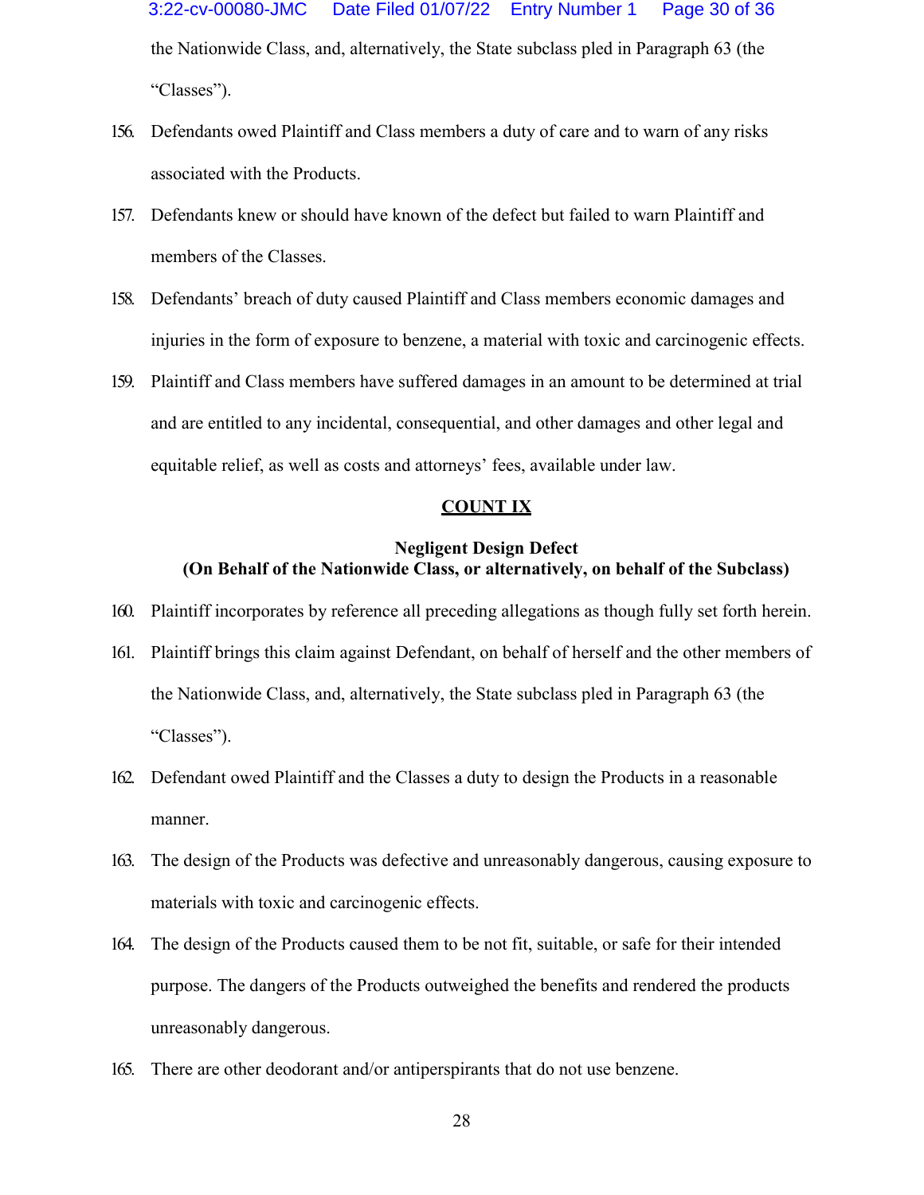the Nationwide Class, and, alternatively, the State subclass pled in Paragraph 63 (the "Classes").

156. Defendants owed Plaintiff and Class members a duty of care and to warn of any risks associated with the Products.

157. Defendants knew or should have known of the defect but failed to warn Plaintiff and members of the Classes.

158. Defendants' breach of duty caused Plaintiff and Class members economic damages and injuries in the form of exposure to benzene, a material with toxic and carcinogenic effects.

159. Plaintiff and Class members have suffered damages in an amount to be determined at trial and are entitled to any incidental, consequential, and other damages and other legal and equitable relief, as well as costs and attorneys' fees, available under law.

## COUNT IX

### Negligent Design Defect
### (On Behalf of the Nationwide Class, or alternatively, on behalf of the Subclass)

160. Plaintiff incorporates by reference all preceding allegations as though fully set forth herein.

161. Plaintiff brings this claim against Defendant, on behalf of herself and the other members of the Nationwide Class, and, alternatively, the State subclass pled in Paragraph 63 (the "Classes").

162. Defendant owed Plaintiff and the Classes a duty to design the Products in a reasonable manner.

163. The design of the Products was defective and unreasonably dangerous, causing exposure to materials with toxic and carcinogenic effects.

164. The design of the Products caused them to be not fit, suitable, or safe for their intended purpose. The dangers of the Products outweighed the benefits and rendered the products unreasonably dangerous.

165. There are other deodorant and/or antiperspirants that do not use benzene.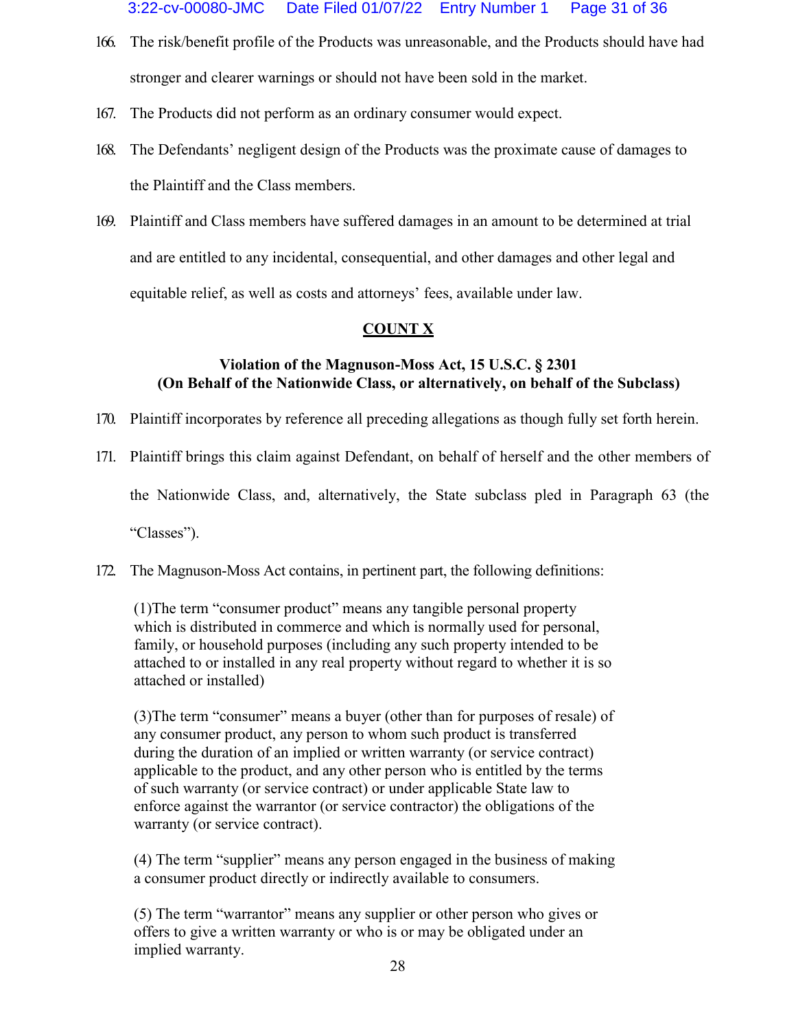166. The risk/benefit profile of the Products was unreasonable, and the Products should have had stronger and clearer warnings or should not have been sold in the market.

167. The Products did not perform as an ordinary consumer would expect.

168. The Defendants' negligent design of the Products was the proximate cause of damages to the Plaintiff and the Class members.

169. Plaintiff and Class members have suffered damages in an amount to be determined at trial and are entitled to any incidental, consequential, and other damages and other legal and equitable relief, as well as costs and attorneys' fees, available under law.

## COUNT X

### Violation of the Magnuson-Moss Act, 15 U.S.C. § 2301 (On Behalf of the Nationwide Class, or alternatively, on behalf of the Subclass)

170. Plaintiff incorporates by reference all preceding allegations as though fully set forth herein.

171. Plaintiff brings this claim against Defendant, on behalf of herself and the other members of the Nationwide Class, and, alternatively, the State subclass pled in Paragraph 63 (the "Classes").

172. The Magnuson-Moss Act contains, in pertinent part, the following definitions:

> (1)The term "consumer product" means any tangible personal property which is distributed in commerce and which is normally used for personal, family, or household purposes (including any such property intended to be attached to or installed in any real property without regard to whether it is so attached or installed)
>
> (3)The term "consumer" means a buyer (other than for purposes of resale) of any consumer product, any person to whom such product is transferred during the duration of an implied or written warranty (or service contract) applicable to the product, and any other person who is entitled by the terms of such warranty (or service contract) or under applicable State law to enforce against the warrantor (or service contractor) the obligations of the warranty (or service contract).
>
> (4) The term "supplier" means any person engaged in the business of making a consumer product directly or indirectly available to consumers.
>
> (5) The term "warrantor" means any supplier or other person who gives or offers to give a written warranty or who is or may be obligated under an implied warranty.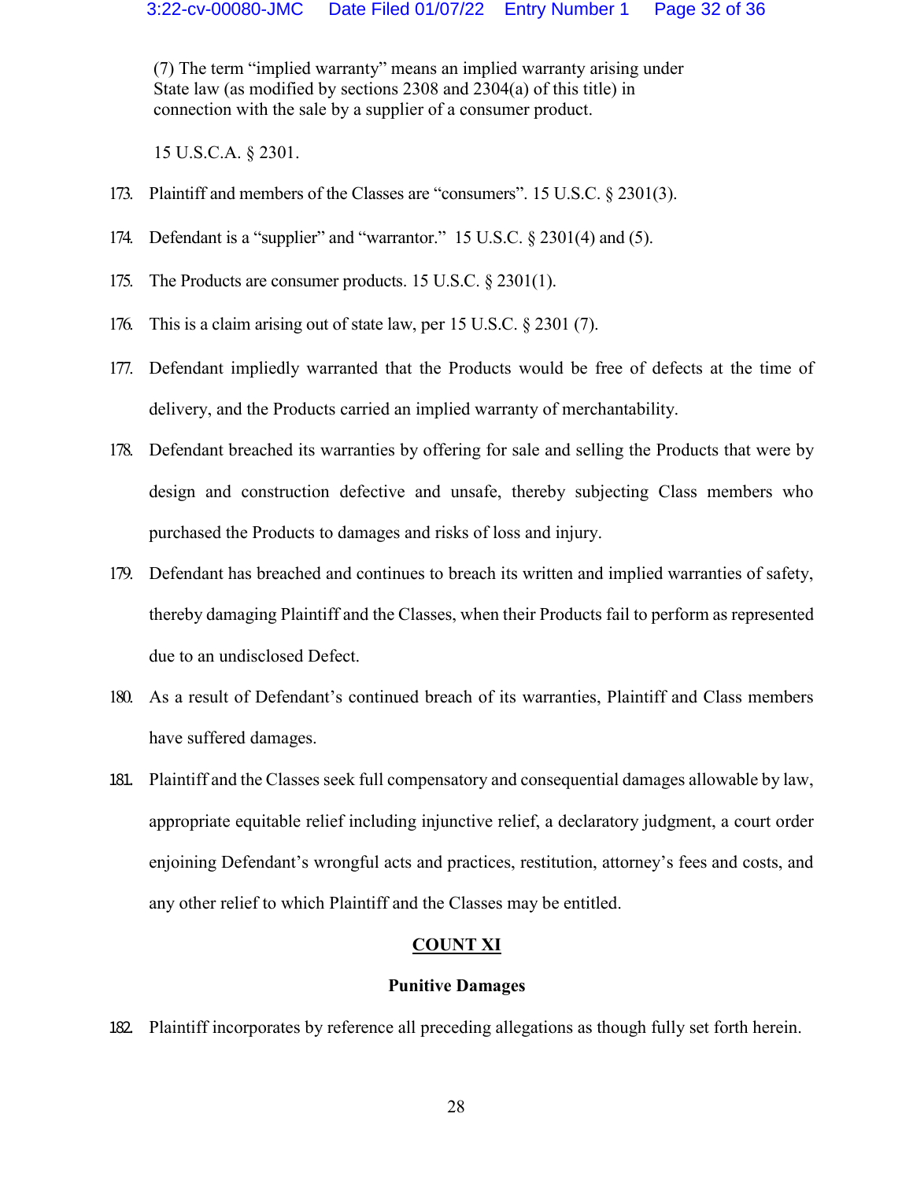(7) The term "implied warranty" means an implied warranty arising under State law (as modified by sections 2308 and 2304(a) of this title) in connection with the sale by a supplier of a consumer product.

15 U.S.C.A. § 2301.

173. Plaintiff and members of the Classes are "consumers". 15 U.S.C. § 2301(3).

174. Defendant is a "supplier" and "warrantor." 15 U.S.C. § 2301(4) and (5).

175. The Products are consumer products. 15 U.S.C. § 2301(1).

176. This is a claim arising out of state law, per 15 U.S.C. § 2301 (7).

177. Defendant impliedly warranted that the Products would be free of defects at the time of delivery, and the Products carried an implied warranty of merchantability.

178. Defendant breached its warranties by offering for sale and selling the Products that were by design and construction defective and unsafe, thereby subjecting Class members who purchased the Products to damages and risks of loss and injury.

179. Defendant has breached and continues to breach its written and implied warranties of safety, thereby damaging Plaintiff and the Classes, when their Products fail to perform as represented due to an undisclosed Defect.

180. As a result of Defendant's continued breach of its warranties, Plaintiff and Class members have suffered damages.

181. Plaintiff and the Classes seek full compensatory and consequential damages allowable by law, appropriate equitable relief including injunctive relief, a declaratory judgment, a court order enjoining Defendant's wrongful acts and practices, restitution, attorney's fees and costs, and any other relief to which Plaintiff and the Classes may be entitled.

## COUNT XI

### Punitive Damages

182. Plaintiff incorporates by reference all preceding allegations as though fully set forth herein.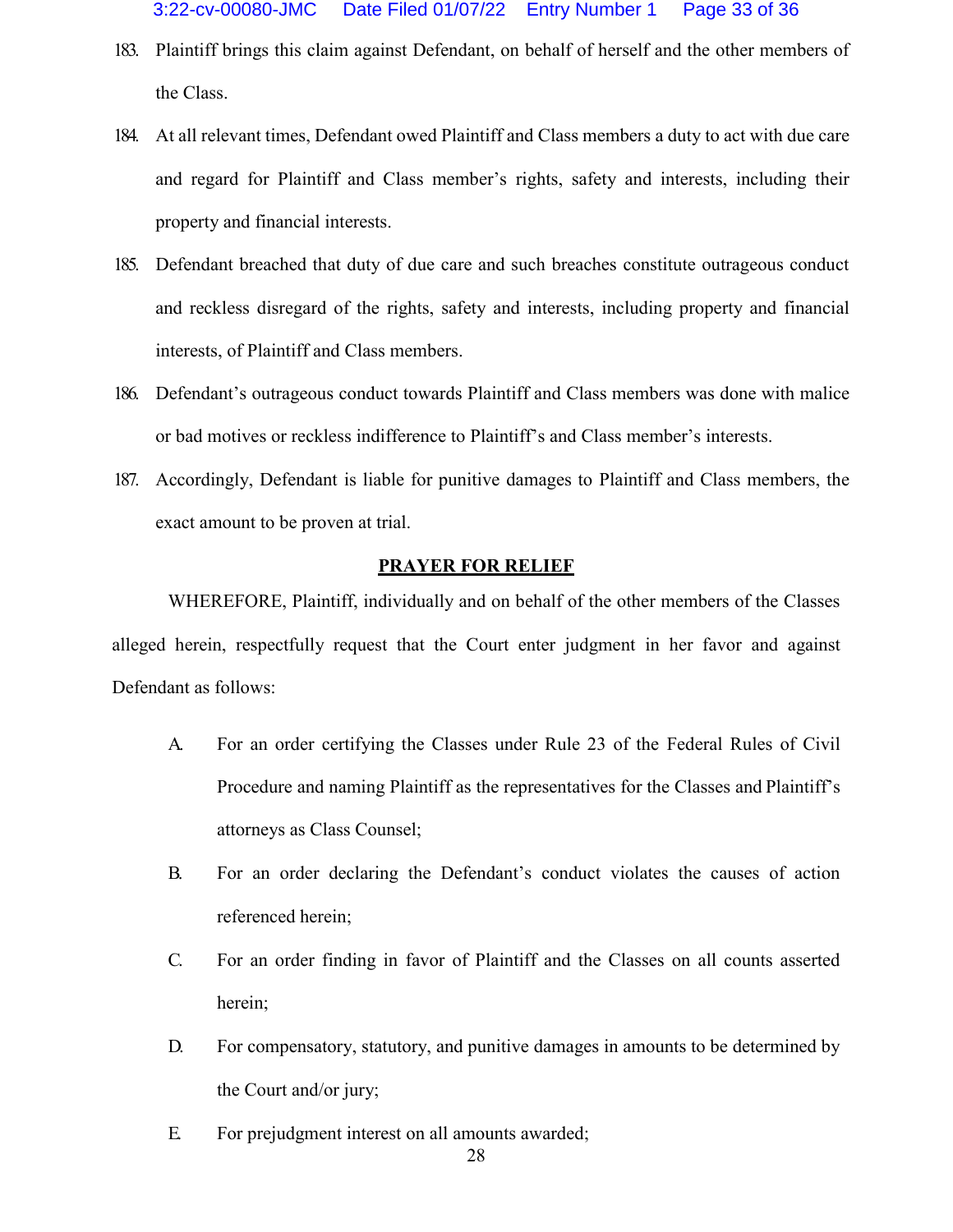183. Plaintiff brings this claim against Defendant, on behalf of herself and the other members of the Class.

184. At all relevant times, Defendant owed Plaintiff and Class members a duty to act with due care and regard for Plaintiff and Class member's rights, safety and interests, including their property and financial interests.

185. Defendant breached that duty of due care and such breaches constitute outrageous conduct and reckless disregard of the rights, safety and interests, including property and financial interests, of Plaintiff and Class members.

186. Defendant's outrageous conduct towards Plaintiff and Class members was done with malice or bad motives or reckless indifference to Plaintiff's and Class member's interests.

187. Accordingly, Defendant is liable for punitive damages to Plaintiff and Class members, the exact amount to be proven at trial.

## PRAYER FOR RELIEF

WHEREFORE, Plaintiff, individually and on behalf of the other members of the Classes alleged herein, respectfully request that the Court enter judgment in her favor and against Defendant as follows:

A. For an order certifying the Classes under Rule 23 of the Federal Rules of Civil Procedure and naming Plaintiff as the representatives for the Classes and Plaintiff's attorneys as Class Counsel;

B. For an order declaring the Defendant's conduct violates the causes of action referenced herein;

C. For an order finding in favor of Plaintiff and the Classes on all counts asserted herein;

D. For compensatory, statutory, and punitive damages in amounts to be determined by the Court and/or jury;

E. For prejudgment interest on all amounts awarded;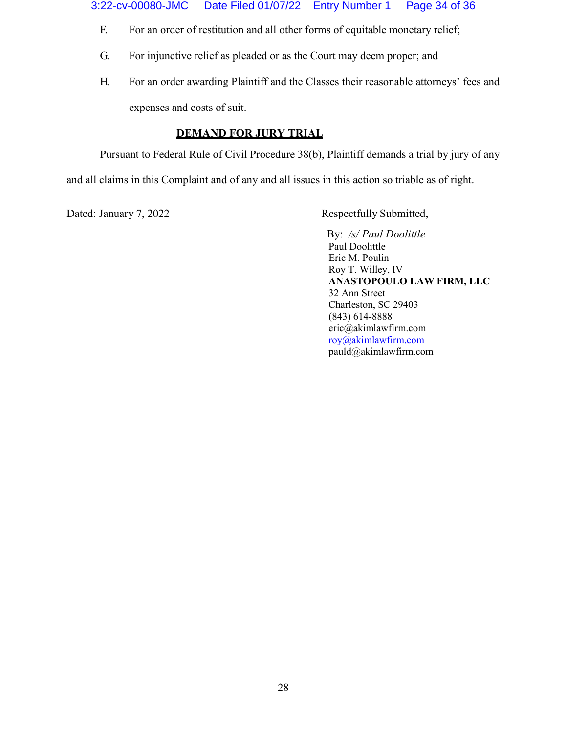F. For an order of restitution and all other forms of equitable monetary relief;

G. For injunctive relief as pleaded or as the Court may deem proper; and

H. For an order awarding Plaintiff and the Classes their reasonable attorneys' fees and expenses and costs of suit.

## DEMAND FOR JURY TRIAL

Pursuant to Federal Rule of Civil Procedure 38(b), Plaintiff demands a trial by jury of any and all claims in this Complaint and of any and all issues in this action so triable as of right.

Dated: January 7, 2022

Respectfully Submitted,

By: */s/ Paul Doolittle*
Paul Doolittle
Eric M. Poulin
Roy T. Willey, IV
**ANASTOPOULO LAW FIRM, LLC**
32 Ann Street
Charleston, SC 29403
(843) 614-8888
eric@akimlawfirm.com
roy@akimlawfirm.com
pauld@akimlawfirm.com